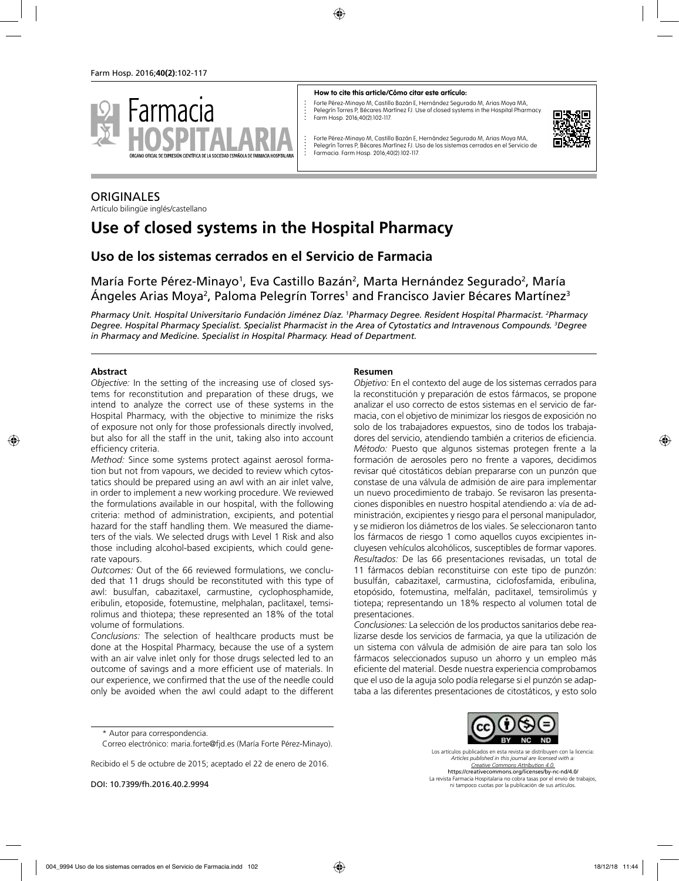**How to cite this article/Cómo citar este artículo:**

Forte Pérez-Minayo M, Castillo Bazán E, Hernández Segurado M, Arias Moya MA, Pelegrín Torres P, Bécares Martínez FJ. Use of closed systems in the Hospital Pharmacy. Farm Hosp. 2016;40(2):102-117.

Forte Pérez-Minayo M, Castillo Bazán E, Hernández Segurado M, Arias Moya MA, Pelegrín Torres P, Bécares Martínez FJ. Uso de los sistemas cerrados en el Servicio de Farmacia. Farm Hosp. 2016;40(2):102-117.

ORIGINALES

Artículo bilingüe inglés/castellano

# Use of closed systems in the Hospital Pharmacy

## Uso de los sistemas cerrados en el Servicio de Farmacia

María Forte Pérez-Minayo[1], Eva Castillo Bazán[2], Marta Hernández Segurado[2], María Ángeles Arias Moya[2], Paloma Pelegrín Torres[1] and Francisco Javier Bécares Martínez[3]

*Pharmacy Unit. Hospital Universitario Fundación Jiménez Díaz. [1]Pharmacy Degree. Resident Hospital Pharmacist. [2]Pharmacy Degree. Hospital Pharmacy Specialist. Specialist Pharmacist in the Area of Cytostatics and Intravenous Compounds. [3]Degree in Pharmacy and Medicine. Specialist in Hospital Pharmacy. Head of Department.*

### Abstract

*Objective:* In the setting of the increasing use of closed systems for reconstitution and preparation of these drugs, we intend to analyze the correct use of these systems in the Hospital Pharmacy, with the objective to minimize the risks of exposure not only for those professionals directly involved, but also for all the staff in the unit, taking also into account efficiency criteria.

*Method:* Since some systems protect against aerosol formation but not from vapours, we decided to review which cytostatics should be prepared using an awl with an air inlet valve, in order to implement a new working procedure. We reviewed the formulations available in our hospital, with the following criteria: method of administration, excipients, and potential hazard for the staff handling them. We measured the diameters of the vials. We selected drugs with Level 1 Risk and also those including alcohol-based excipients, which could generate vapours.

*Outcomes:* Out of the 66 reviewed formulations, we concluded that 11 drugs should be reconstituted with this type of awl: busulfan, cabazitaxel, carmustine, cyclophosphamide, eribulin, etoposide, fotemustine, melphalan, paclitaxel, temsirolimus and thiotepa; these represented an 18% of the total volume of formulations.

*Conclusions:* The selection of healthcare products must be done at the Hospital Pharmacy, because the use of a system with an air valve inlet only for those drugs selected led to an outcome of savings and a more efficient use of materials. In our experience, we confirmed that the use of the needle could only be avoided when the awl could adapt to the different

### Resumen

*Objetivo:* En el contexto del auge de los sistemas cerrados para la reconstitución y preparación de estos fármacos, se propone analizar el uso correcto de estos sistemas en el servicio de farmacia, con el objetivo de minimizar los riesgos de exposición no solo de los trabajadores expuestos, sino de todos los trabajadores del servicio, atendiendo también a criterios de eficiencia.

*Método:* Puesto que algunos sistemas protegen frente a la formación de aerosoles pero no frente a vapores, decidimos revisar qué citostáticos debían prepararse con un punzón que constase de una válvula de admisión de aire para implementar un nuevo procedimiento de trabajo. Se revisaron las presentaciones disponibles en nuestro hospital atendiendo a: vía de administración, excipientes y riesgo para el personal manipulador, y se midieron los diámetros de los viales. Se seleccionaron tanto los fármacos de riesgo 1 como aquellos cuyos excipientes incluyesen vehículos alcohólicos, susceptibles de formar vapores.

*Resultados:* De las 66 presentaciones revisadas, un total de 11 fármacos debían reconstituirse con este tipo de punzón: busulfán, cabazitaxel, carmustina, ciclofosfamida, eribulina, etopósido, fotemustina, melfalán, paclitaxel, temsirolimús y tiotepa; representando un 18% respecto al volumen total de presentaciones.

*Conclusiones:* La selección de los productos sanitarios debe realizarse desde los servicios de farmacia, ya que la utilización de un sistema con válvula de admisión de aire para tan solo los fármacos seleccionados supuso un ahorro y un empleo más eficiente del material. Desde nuestra experiencia comprobamos que el uso de la aguja solo podía relegarse si el punzón se adaptaba a las diferentes presentaciones de citostáticos, y esto solo

\* Autor para correspondencia.

Correo electrónico: maria.forte@fjd.es (María Forte Pérez-Minayo).

Recibido el 5 de octubre de 2015; aceptado el 22 de enero de 2016.

DOI: 10.7399/fh.2016.40.2.9994

Los artículos publicados en esta revista se distribuyen con la licencia:
*Articles published in this journal are licensed with a:*
*Creative Commons Attribution 4.0.*
https://creativecommons.org/licenses/by-nc-nd/4.0/
La revista Farmacia Hospitalaria no cobra tasas por el envío de trabajos, ni tampoco cuotas por la publicación de sus artículos.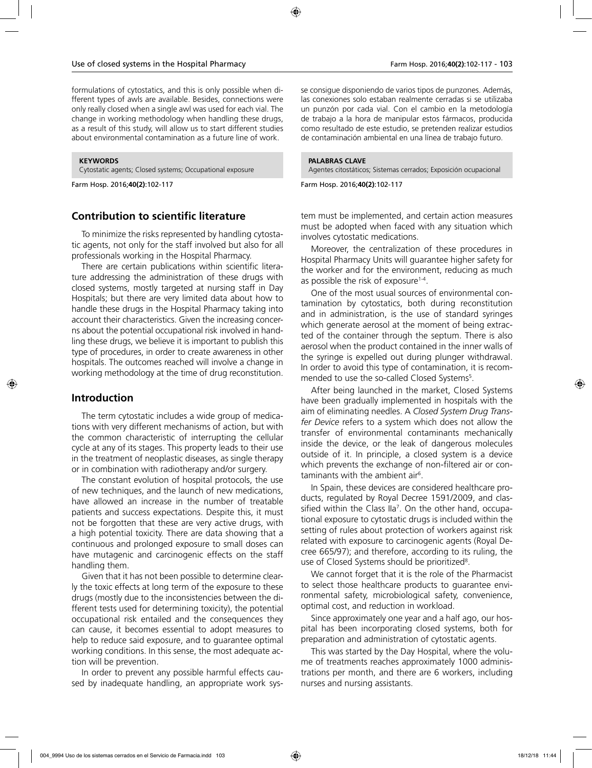formulations of cytostatics, and this is only possible when different types of awls are available. Besides, connections were only really closed when a single awl was used for each vial. The change in working methodology when handling these drugs, as a result of this study, will allow us to start different studies about environmental contamination as a future line of work.

**KEYWORDS**
Cytostatic agents; Closed systems; Occupational exposure

Farm Hosp. 2016;**40(2)**:102-117

se consigue disponiendo de varios tipos de punzones. Además, las conexiones solo estaban realmente cerradas si se utilizaba un punzón por cada vial. Con el cambio en la metodología de trabajo a la hora de manipular estos fármacos, producida como resultado de este estudio, se pretenden realizar estudios de contaminación ambiental en una línea de trabajo futuro.

**PALABRAS CLAVE**
Agentes citostáticos; Sistemas cerrados; Exposición ocupacional

Farm Hosp. 2016;**40(2)**:102-117

## Contribution to scientific literature

To minimize the risks represented by handling cytostatic agents, not only for the staff involved but also for all professionals working in the Hospital Pharmacy.

There are certain publications within scientific literature addressing the administration of these drugs with closed systems, mostly targeted at nursing staff in Day Hospitals; but there are very limited data about how to handle these drugs in the Hospital Pharmacy taking into account their characteristics. Given the increasing concerns about the potential occupational risk involved in handling these drugs, we believe it is important to publish this type of procedures, in order to create awareness in other hospitals. The outcomes reached will involve a change in working methodology at the time of drug reconstitution.

## Introduction

The term cytostatic includes a wide group of medications with very different mechanisms of action, but with the common characteristic of interrupting the cellular cycle at any of its stages. This property leads to their use in the treatment of neoplastic diseases, as single therapy or in combination with radiotherapy and/or surgery.

The constant evolution of hospital protocols, the use of new techniques, and the launch of new medications, have allowed an increase in the number of treatable patients and success expectations. Despite this, it must not be forgotten that these are very active drugs, with a high potential toxicity. There are data showing that a continuous and prolonged exposure to small doses can have mutagenic and carcinogenic effects on the staff handling them.

Given that it has not been possible to determine clearly the toxic effects at long term of the exposure to these drugs (mostly due to the inconsistencies between the different tests used for determining toxicity), the potential occupational risk entailed and the consequences they can cause, it becomes essential to adopt measures to help to reduce said exposure, and to guarantee optimal working conditions. In this sense, the most adequate action will be prevention.

In order to prevent any possible harmful effects caused by inadequate handling, an appropriate work system must be implemented, and certain action measures must be adopted when faced with any situation which involves cytostatic medications.

Moreover, the centralization of these procedures in Hospital Pharmacy Units will guarantee higher safety for the worker and for the environment, reducing as much as possible the risk of exposure[1-4].

One of the most usual sources of environmental contamination by cytostatics, both during reconstitution and in administration, is the use of standard syringes which generate aerosol at the moment of being extracted of the container through the septum. There is also aerosol when the product contained in the inner walls of the syringe is expelled out during plunger withdrawal. In order to avoid this type of contamination, it is recommended to use the so-called Closed Systems[5].

After being launched in the market, Closed Systems have been gradually implemented in hospitals with the aim of eliminating needles. A *Closed System Drug Transfer Device* refers to a system which does not allow the transfer of environmental contaminants mechanically inside the device, or the leak of dangerous molecules outside of it. In principle, a closed system is a device which prevents the exchange of non-filtered air or contaminants with the ambient air[6].

In Spain, these devices are considered healthcare products, regulated by Royal Decree 1591/2009, and classified within the Class IIa[7]. On the other hand, occupational exposure to cytostatic drugs is included within the setting of rules about protection of workers against risk related with exposure to carcinogenic agents (Royal Decree 665/97); and therefore, according to its ruling, the use of Closed Systems should be prioritized[8].

We cannot forget that it is the role of the Pharmacist to select those healthcare products to guarantee environmental safety, microbiological safety, convenience, optimal cost, and reduction in workload.

Since approximately one year and a half ago, our hospital has been incorporating closed systems, both for preparation and administration of cytostatic agents.

This was started by the Day Hospital, where the volume of treatments reaches approximately 1000 administrations per month, and there are 6 workers, including nurses and nursing assistants.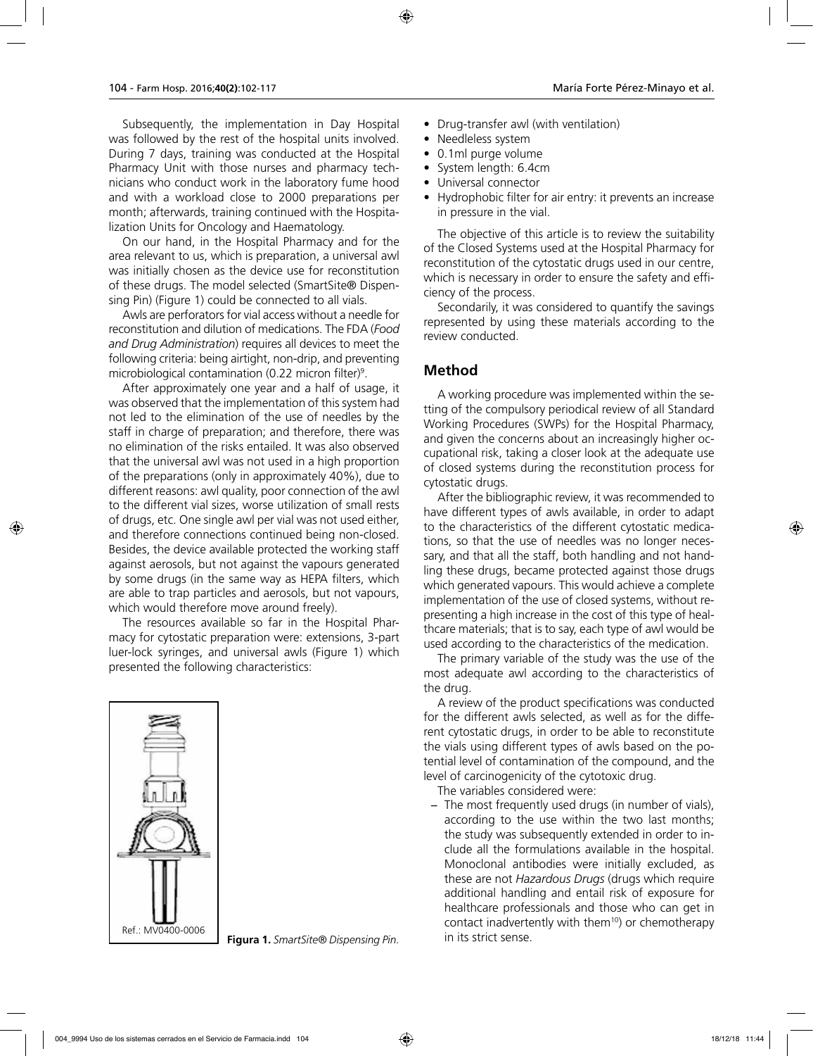Subsequently, the implementation in Day Hospital was followed by the rest of the hospital units involved. During 7 days, training was conducted at the Hospital Pharmacy Unit with those nurses and pharmacy technicians who conduct work in the laboratory fume hood and with a workload close to 2000 preparations per month; afterwards, training continued with the Hospitalization Units for Oncology and Haematology.

On our hand, in the Hospital Pharmacy and for the area relevant to us, which is preparation, a universal awl was initially chosen as the device use for reconstitution of these drugs. The model selected (SmartSite® Dispensing Pin) (Figure 1) could be connected to all vials.

Awls are perforators for vial access without a needle for reconstitution and dilution of medications. The FDA (*Food and Drug Administration*) requires all devices to meet the following criteria: being airtight, non-drip, and preventing microbiological contamination (0.22 micron filter)[9].

After approximately one year and a half of usage, it was observed that the implementation of this system had not led to the elimination of the use of needles by the staff in charge of preparation; and therefore, there was no elimination of the risks entailed. It was also observed that the universal awl was not used in a high proportion of the preparations (only in approximately 40%), due to different reasons: awl quality, poor connection of the awl to the different vial sizes, worse utilization of small rests of drugs, etc. One single awl per vial was not used either, and therefore connections continued being non-closed. Besides, the device available protected the working staff against aerosols, but not against the vapours generated by some drugs (in the same way as HEPA filters, which are able to trap particles and aerosols, but not vapours, which would therefore move around freely).

The resources available so far in the Hospital Pharmacy for cytostatic preparation were: extensions, 3-part luer-lock syringes, and universal awls (Figure 1) which presented the following characteristics:

Ref.: MV0400-0006

**Figura 1.** *SmartSite® Dispensing Pin.*

- Drug-transfer awl (with ventilation)
- Needleless system
- 0.1ml purge volume
- System length: 6.4cm
- Universal connector
- Hydrophobic filter for air entry: it prevents an increase in pressure in the vial.

The objective of this article is to review the suitability of the Closed Systems used at the Hospital Pharmacy for reconstitution of the cytostatic drugs used in our centre, which is necessary in order to ensure the safety and efficiency of the process.

Secondarily, it was considered to quantify the savings represented by using these materials according to the review conducted.

## Method

A working procedure was implemented within the setting of the compulsory periodical review of all Standard Working Procedures (SWPs) for the Hospital Pharmacy, and given the concerns about an increasingly higher occupational risk, taking a closer look at the adequate use of closed systems during the reconstitution process for cytostatic drugs.

After the bibliographic review, it was recommended to have different types of awls available, in order to adapt to the characteristics of the different cytostatic medications, so that the use of needles was no longer necessary, and that all the staff, both handling and not handling these drugs, became protected against those drugs which generated vapours. This would achieve a complete implementation of the use of closed systems, without representing a high increase in the cost of this type of healthcare materials; that is to say, each type of awl would be used according to the characteristics of the medication.

The primary variable of the study was the use of the most adequate awl according to the characteristics of the drug.

A review of the product specifications was conducted for the different awls selected, as well as for the different cytostatic drugs, in order to be able to reconstitute the vials using different types of awls based on the potential level of contamination of the compound, and the level of carcinogenicity of the cytotoxic drug.

The variables considered were:

– The most frequently used drugs (in number of vials), according to the use within the two last months; the study was subsequently extended in order to include all the formulations available in the hospital. Monoclonal antibodies were initially excluded, as these are not *Hazardous Drugs* (drugs which require additional handling and entail risk of exposure for healthcare professionals and those who can get in contact inadvertently with them[10]) or chemotherapy in its strict sense.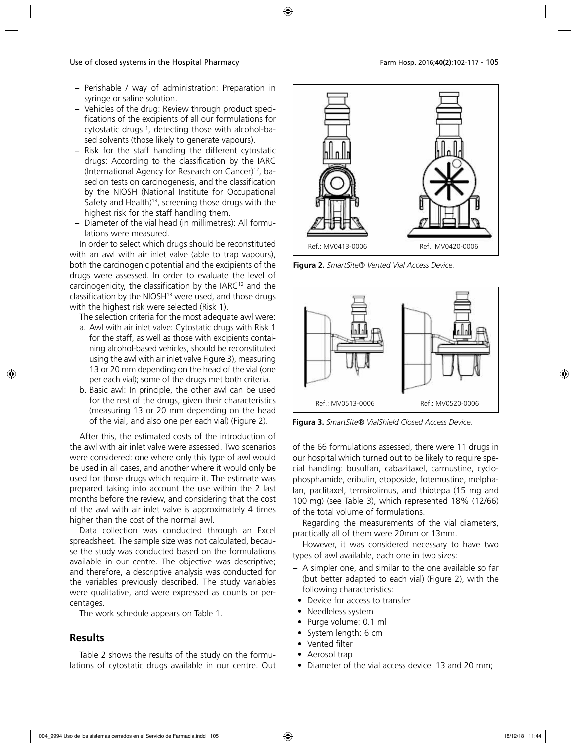– Perishable / way of administration: Preparation in syringe or saline solution.
– Vehicles of the drug: Review through product specifications of the excipients of all our formulations for cytostatic drugs[11], detecting those with alcohol-based solvents (those likely to generate vapours).
– Risk for the staff handling the different cytostatic drugs: According to the classification by the IARC (International Agency for Research on Cancer)[12], based on tests on carcinogenesis, and the classification by the NIOSH (National Institute for Occupational Safety and Health)[13], screening those drugs with the highest risk for the staff handling them.
– Diameter of the vial head (in millimetres): All formulations were measured.

In order to select which drugs should be reconstituted with an awl with air inlet valve (able to trap vapours), both the carcinogenic potential and the excipients of the drugs were assessed. In order to evaluate the level of carcinogenicity, the classification by the IARC[12] and the classification by the NIOSH[13] were used, and those drugs with the highest risk were selected (Risk 1).

The selection criteria for the most adequate awl were:

a. Awl with air inlet valve: Cytostatic drugs with Risk 1 for the staff, as well as those with excipients containing alcohol-based vehicles, should be reconstituted using the awl with air inlet valve Figure 3), measuring 13 or 20 mm depending on the head of the vial (one per each vial); some of the drugs met both criteria.
b. Basic awl: In principle, the other awl can be used for the rest of the drugs, given their characteristics (measuring 13 or 20 mm depending on the head of the vial, and also one per each vial) (Figure 2).

After this, the estimated costs of the introduction of the awl with air inlet valve were assessed. Two scenarios were considered: one where only this type of awl would be used in all cases, and another where it would only be used for those drugs which require it. The estimate was prepared taking into account the use within the 2 last months before the review, and considering that the cost of the awl with air inlet valve is approximately 4 times higher than the cost of the normal awl.

Data collection was conducted through an Excel spreadsheet. The sample size was not calculated, because the study was conducted based on the formulations available in our centre. The objective was descriptive; and therefore, a descriptive analysis was conducted for the variables previously described. The study variables were qualitative, and were expressed as counts or percentages.

The work schedule appears on Table 1.

## Results

Table 2 shows the results of the study on the formulations of cytostatic drugs available in our centre. Out of the 66 formulations assessed, there were 11 drugs in our hospital which turned out to be likely to require special handling: busulfan, cabazitaxel, carmustine, cyclophosphamide, eribulin, etoposide, fotemustine, melphalan, paclitaxel, temsirolimus, and thiotepa (15 mg and 100 mg) (see Table 3), which represented 18% (12/66) of the total volume of formulations.

Regarding the measurements of the vial diameters, practically all of them were 20mm or 13mm.

However, it was considered necessary to have two types of awl available, each one in two sizes:

– A simpler one, and similar to the one available so far (but better adapted to each vial) (Figure 2), with the following characteristics:
  • Device for access to transfer
  • Needleless system
  • Purge volume: 0.1 ml
  • System length: 6 cm
  • Vented filter
  • Aerosol trap
  • Diameter of the vial access device: 13 and 20 mm;

Ref.: MV0413-0006 Ref.: MV0420-0006

**Figura 2.** *SmartSite® Vented Vial Access Device.*

Ref.: MV0513-0006 Ref.: MV0520-0006

**Figura 3.** *SmartSite® VialShield Closed Access Device.*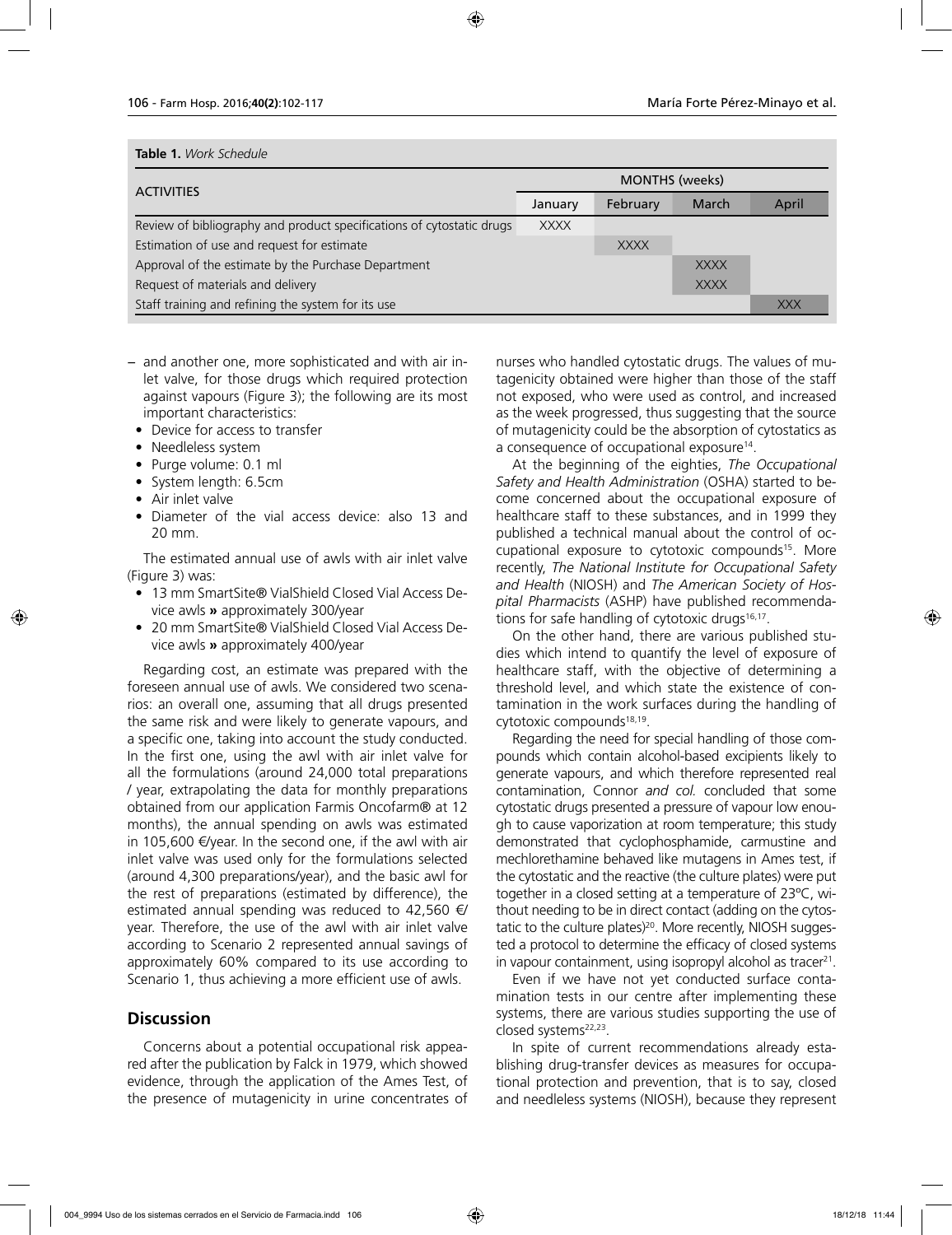**Table 1.** *Work Schedule*

| ACTIVITIES | MONTHS (weeks) | | | |
|---|---|---|---|---|
| | January | February | March | April |
| Review of bibliography and product specifications of cytostatic drugs | XXXX | | | |
| Estimation of use and request for estimate | | XXXX | | |
| Approval of the estimate by the Purchase Department | | | XXXX | |
| Request of materials and delivery | | | XXXX | |
| Staff training and refining the system for its use | | | | XXX |

– and another one, more sophisticated and with air inlet valve, for those drugs which required protection against vapours (Figure 3); the following are its most important characteristics:
- Device for access to transfer
- Needleless system
- Purge volume: 0.1 ml
- System length: 6.5cm
- Air inlet valve
- Diameter of the vial access device: also 13 and 20 mm.

The estimated annual use of awls with air inlet valve (Figure 3) was:
- 13 mm SmartSite® VialShield Closed Vial Access Device awls » approximately 300/year
- 20 mm SmartSite® VialShield Closed Vial Access Device awls » approximately 400/year

Regarding cost, an estimate was prepared with the foreseen annual use of awls. We considered two scenarios: an overall one, assuming that all drugs presented the same risk and were likely to generate vapours, and a specific one, taking into account the study conducted. In the first one, using the awl with air inlet valve for all the formulations (around 24,000 total preparations / year, extrapolating the data for monthly preparations obtained from our application Farmis Oncofarm® at 12 months), the annual spending on awls was estimated in 105,600 €/year. In the second one, if the awl with air inlet valve was used only for the formulations selected (around 4,300 preparations/year), and the basic awl for the rest of preparations (estimated by difference), the estimated annual spending was reduced to 42,560 €/ year. Therefore, the use of the awl with air inlet valve according to Scenario 2 represented annual savings of approximately 60% compared to its use according to Scenario 1, thus achieving a more efficient use of awls.

## Discussion

Concerns about a potential occupational risk appeared after the publication by Falck in 1979, which showed evidence, through the application of the Ames Test, of the presence of mutagenicity in urine concentrates of nurses who handled cytostatic drugs. The values of mutagenicity obtained were higher than those of the staff not exposed, who were used as control, and increased as the week progressed, thus suggesting that the source of mutagenicity could be the absorption of cytostatics as a consequence of occupational exposure[14].

At the beginning of the eighties, *The Occupational Safety and Health Administration* (OSHA) started to become concerned about the occupational exposure of healthcare staff to these substances, and in 1999 they published a technical manual about the control of occupational exposure to cytotoxic compounds[15]. More recently, *The National Institute for Occupational Safety and Health* (NIOSH) and *The American Society of Hospital Pharmacists* (ASHP) have published recommendations for safe handling of cytotoxic drugs[16,17].

On the other hand, there are various published studies which intend to quantify the level of exposure of healthcare staff, with the objective of determining a threshold level, and which state the existence of contamination in the work surfaces during the handling of cytotoxic compounds[18,19].

Regarding the need for special handling of those compounds which contain alcohol-based excipients likely to generate vapours, and which therefore represented real contamination, Connor *and col.* concluded that some cytostatic drugs presented a pressure of vapour low enough to cause vaporization at room temperature; this study demonstrated that cyclophosphamide, carmustine and mechlorethamine behaved like mutagens in Ames test, if the cytostatic and the reactive (the culture plates) were put together in a closed setting at a temperature of 23ºC, without needing to be in direct contact (adding on the cytostatic to the culture plates)[20]. More recently, NIOSH suggested a protocol to determine the efficacy of closed systems in vapour containment, using isopropyl alcohol as tracer[21].

Even if we have not yet conducted surface contamination tests in our centre after implementing these systems, there are various studies supporting the use of closed systems[22,23].

In spite of current recommendations already establishing drug-transfer devices as measures for occupational protection and prevention, that is to say, closed and needleless systems (NIOSH), because they represent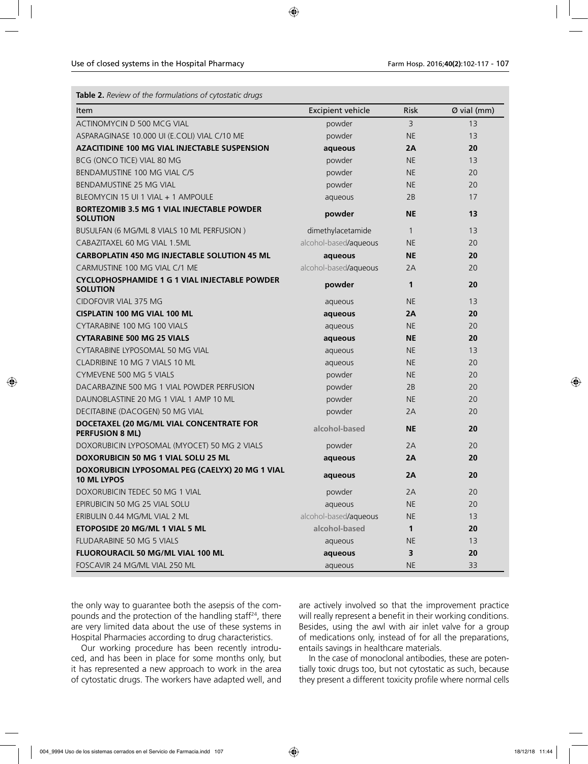**Table 2.** *Review of the formulations of cytostatic drugs*

| Item | Excipient vehicle | Risk | Ø vial (mm) |
|---|---|---|---|
| ACTINOMYCIN D 500 MCG VIAL | powder | 3 | 13 |
| ASPARAGINASE 10.000 UI (E.COLI) VIAL C/10 ME | powder | NE | 13 |
| **AZACITIDINE 100 MG VIAL INJECTABLE SUSPENSION** | **aqueous** | **2A** | **20** |
| BCG (ONCO TICE) VIAL 80 MG | powder | NE | 13 |
| BENDAMUSTINE 100 MG VIAL C/5 | powder | NE | 20 |
| BENDAMUSTINE 25 MG VIAL | powder | NE | 20 |
| BLEOMYCIN 15 UI 1 VIAL + 1 AMPOULE | aqueous | 2B | 17 |
| **BORTEZOMIB 3.5 MG 1 VIAL INJECTABLE POWDER SOLUTION** | **powder** | **NE** | **13** |
| BUSULFAN (6 MG/ML 8 VIALS 10 ML PERFUSION ) | dimethylacetamide | 1 | 13 |
| CABAZITAXEL 60 MG VIAL 1.5ML | alcohol-based/aqueous | NE | 20 |
| **CARBOPLATIN 450 MG INJECTABLE SOLUTION 45 ML** | **aqueous** | **NE** | **20** |
| CARMUSTINE 100 MG VIAL C/1 ME | alcohol-based/aqueous | 2A | 20 |
| **CYCLOPHOSPHAMIDE 1 G 1 VIAL INJECTABLE POWDER SOLUTION** | **powder** | **1** | **20** |
| CIDOFOVIR VIAL 375 MG | aqueous | NE | 13 |
| **CISPLATIN 100 MG VIAL 100 ML** | **aqueous** | **2A** | **20** |
| CYTARABINE 100 MG 100 VIALS | aqueous | NE | 20 |
| **CYTARABINE 500 MG 25 VIALS** | **aqueous** | **NE** | **20** |
| CYTARABINE LYPOSOMAL 50 MG VIAL | aqueous | NE | 13 |
| CLADRIBINE 10 MG 7 VIALS 10 ML | aqueous | NE | 20 |
| CYMEVENE 500 MG 5 VIALS | powder | NE | 20 |
| DACARBAZINE 500 MG 1 VIAL POWDER PERFUSION | powder | 2B | 20 |
| DAUNOBLASTINE 20 MG 1 VIAL 1 AMP 10 ML | powder | NE | 20 |
| DECITABINE (DACOGEN) 50 MG VIAL | powder | 2A | 20 |
| **DOCETAXEL (20 MG/ML VIAL CONCENTRATE FOR PERFUSION 8 ML)** | **alcohol-based** | **NE** | **20** |
| DOXORUBICIN LYPOSOMAL (MYOCET) 50 MG 2 VIALS | powder | 2A | 20 |
| **DOXORUBICIN 50 MG 1 VIAL SOLU 25 ML** | **aqueous** | **2A** | **20** |
| **DOXORUBICIN LYPOSOMAL PEG (CAELYX) 20 MG 1 VIAL 10 ML LYPOS** | **aqueous** | **2A** | **20** |
| DOXORUBICIN TEDEC 50 MG 1 VIAL | powder | 2A | 20 |
| EPIRUBICIN 50 MG 25 VIAL SOLU | aqueous | NE | 20 |
| ERIBULIN 0.44 MG/ML VIAL 2 ML | alcohol-based/aqueous | NE | 13 |
| **ETOPOSIDE 20 MG/ML 1 VIAL 5 ML** | **alcohol-based** | **1** | **20** |
| FLUDARABINE 50 MG 5 VIALS | aqueous | NE | 13 |
| **FLUOROURACIL 50 MG/ML VIAL 100 ML** | **aqueous** | **3** | **20** |
| FOSCAVIR 24 MG/ML VIAL 250 ML | aqueous | NE | 33 |

the only way to guarantee both the asepsis of the compounds and the protection of the handling staff[24], there are very limited data about the use of these systems in Hospital Pharmacies according to drug characteristics.

Our working procedure has been recently introduced, and has been in place for some months only, but it has represented a new approach to work in the area of cytostatic drugs. The workers have adapted well, and are actively involved so that the improvement practice will really represent a benefit in their working conditions. Besides, using the awl with air inlet valve for a group of medications only, instead of for all the preparations, entails savings in healthcare materials.

In the case of monoclonal antibodies, these are potentially toxic drugs too, but not cytostatic as such, because they present a different toxicity profile where normal cells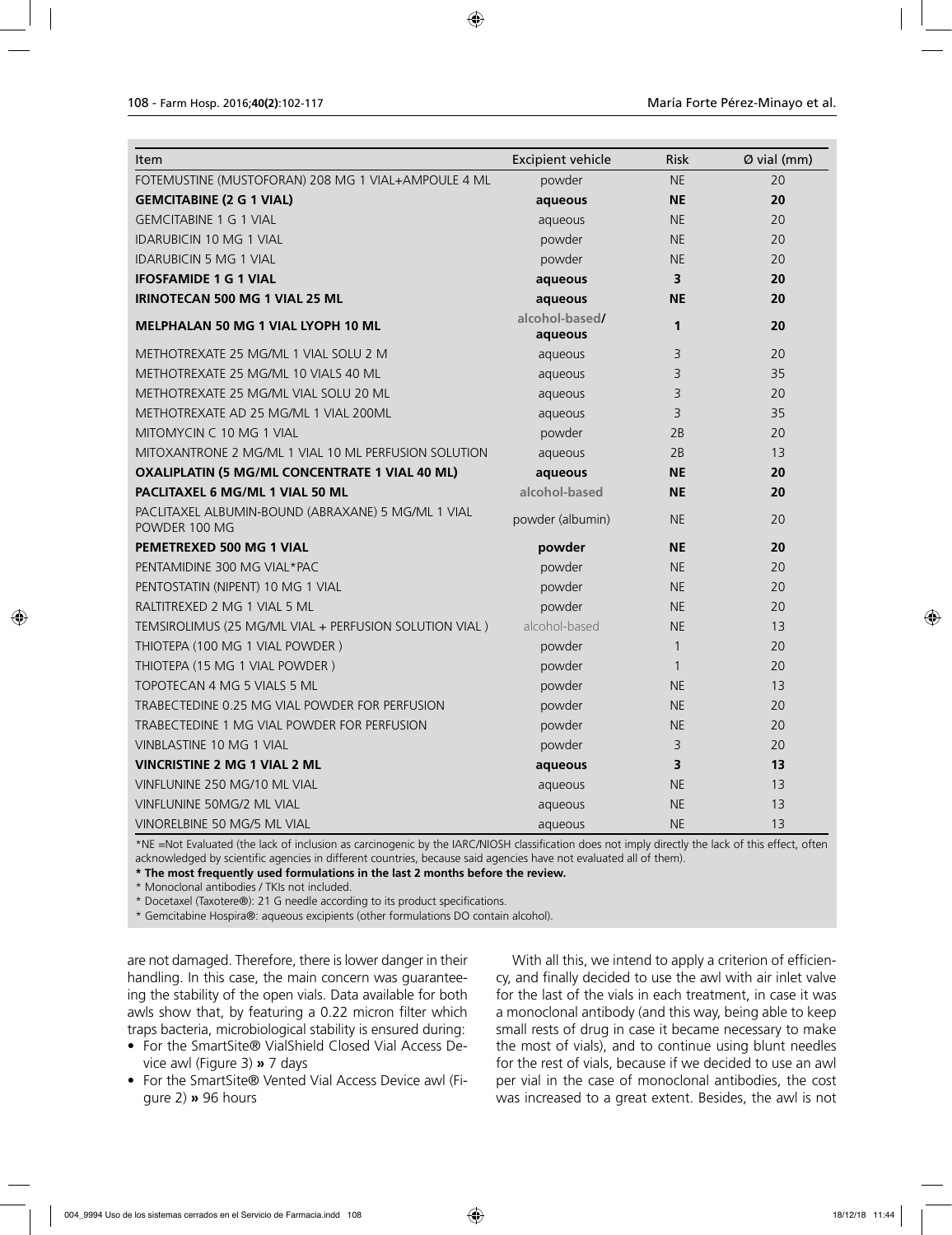| Item | Excipient vehicle | Risk | Ø vial (mm) |
|---|---|---|---|
| FOTEMUSTINE (MUSTOFORAN) 208 MG 1 VIAL+AMPOULE 4 ML | powder | NE | 20 |
| **GEMCITABINE (2 G 1 VIAL)** | **aqueous** | **NE** | **20** |
| GEMCITABINE 1 G 1 VIAL | aqueous | NE | 20 |
| IDARUBICIN 10 MG 1 VIAL | powder | NE | 20 |
| IDARUBICIN 5 MG 1 VIAL | powder | NE | 20 |
| **IFOSFAMIDE 1 G 1 VIAL** | **aqueous** | **3** | **20** |
| **IRINOTECAN 500 MG 1 VIAL 25 ML** | **aqueous** | **NE** | **20** |
| **MELPHALAN 50 MG 1 VIAL LYOPH 10 ML** | **alcohol-based/ aqueous** | **1** | **20** |
| METHOTREXATE 25 MG/ML 1 VIAL SOLU 2 M | aqueous | 3 | 20 |
| METHOTREXATE 25 MG/ML 10 VIALS 40 ML | aqueous | 3 | 35 |
| METHOTREXATE 25 MG/ML VIAL SOLU 20 ML | aqueous | 3 | 20 |
| METHOTREXATE AD 25 MG/ML 1 VIAL 200ML | aqueous | 3 | 35 |
| MITOMYCIN C 10 MG 1 VIAL | powder | 2B | 20 |
| MITOXANTRONE 2 MG/ML 1 VIAL 10 ML PERFUSION SOLUTION | aqueous | 2B | 13 |
| **OXALIPLATIN (5 MG/ML CONCENTRATE 1 VIAL 40 ML)** | **aqueous** | **NE** | **20** |
| **PACLITAXEL 6 MG/ML 1 VIAL 50 ML** | **alcohol-based** | **NE** | **20** |
| PACLITAXEL ALBUMIN-BOUND (ABRAXANE) 5 MG/ML 1 VIAL POWDER 100 MG | powder (albumin) | NE | 20 |
| **PEMETREXED 500 MG 1 VIAL** | **powder** | **NE** | **20** |
| PENTAMIDINE 300 MG VIAL*PAC | powder | NE | 20 |
| PENTOSTATIN (NIPENT) 10 MG 1 VIAL | powder | NE | 20 |
| RALTITREXED 2 MG 1 VIAL 5 ML | powder | NE | 20 |
| TEMSIROLIMUS (25 MG/ML VIAL + PERFUSION SOLUTION VIAL ) | alcohol-based | NE | 13 |
| THIOTEPA (100 MG 1 VIAL POWDER ) | powder | 1 | 20 |
| THIOTEPA (15 MG 1 VIAL POWDER ) | powder | 1 | 20 |
| TOPOTECAN 4 MG 5 VIALS 5 ML | powder | NE | 13 |
| TRABECTEDINE 0.25 MG VIAL POWDER FOR PERFUSION | powder | NE | 20 |
| TRABECTEDINE 1 MG VIAL POWDER FOR PERFUSION | powder | NE | 20 |
| VINBLASTINE 10 MG 1 VIAL | powder | 3 | 20 |
| **VINCRISTINE 2 MG 1 VIAL 2 ML** | **aqueous** | **3** | **13** |
| VINFLUNINE 250 MG/10 ML VIAL | aqueous | NE | 13 |
| VINFLUNINE 50MG/2 ML VIAL | aqueous | NE | 13 |
| VINORELBINE 50 MG/5 ML VIAL | aqueous | NE | 13 |

*NE =Not Evaluated (the lack of inclusion as carcinogenic by the IARC/NIOSH classification does not imply directly the lack of this effect, often acknowledged by scientific agencies in different countries, because said agencies have not evaluated all of them).

**\* The most frequently used formulations in the last 2 months before the review.**

\* Monoclonal antibodies / TKIs not included.

\* Docetaxel (Taxotere®): 21 G needle according to its product specifications.

\* Gemcitabine Hospira®: aqueous excipients (other formulations DO contain alcohol).

are not damaged. Therefore, there is lower danger in their handling. In this case, the main concern was guaranteeing the stability of the open vials. Data available for both awls show that, by featuring a 0.22 micron filter which traps bacteria, microbiological stability is ensured during:

- For the SmartSite® VialShield Closed Vial Access Device awl (Figure 3) » 7 days
- For the SmartSite® Vented Vial Access Device awl (Figure 2) » 96 hours

With all this, we intend to apply a criterion of efficiency, and finally decided to use the awl with air inlet valve for the last of the vials in each treatment, in case it was a monoclonal antibody (and this way, being able to keep small rests of drug in case it became necessary to make the most of vials), and to continue using blunt needles for the rest of vials, because if we decided to use an awl per vial in the case of monoclonal antibodies, the cost was increased to a great extent. Besides, the awl is not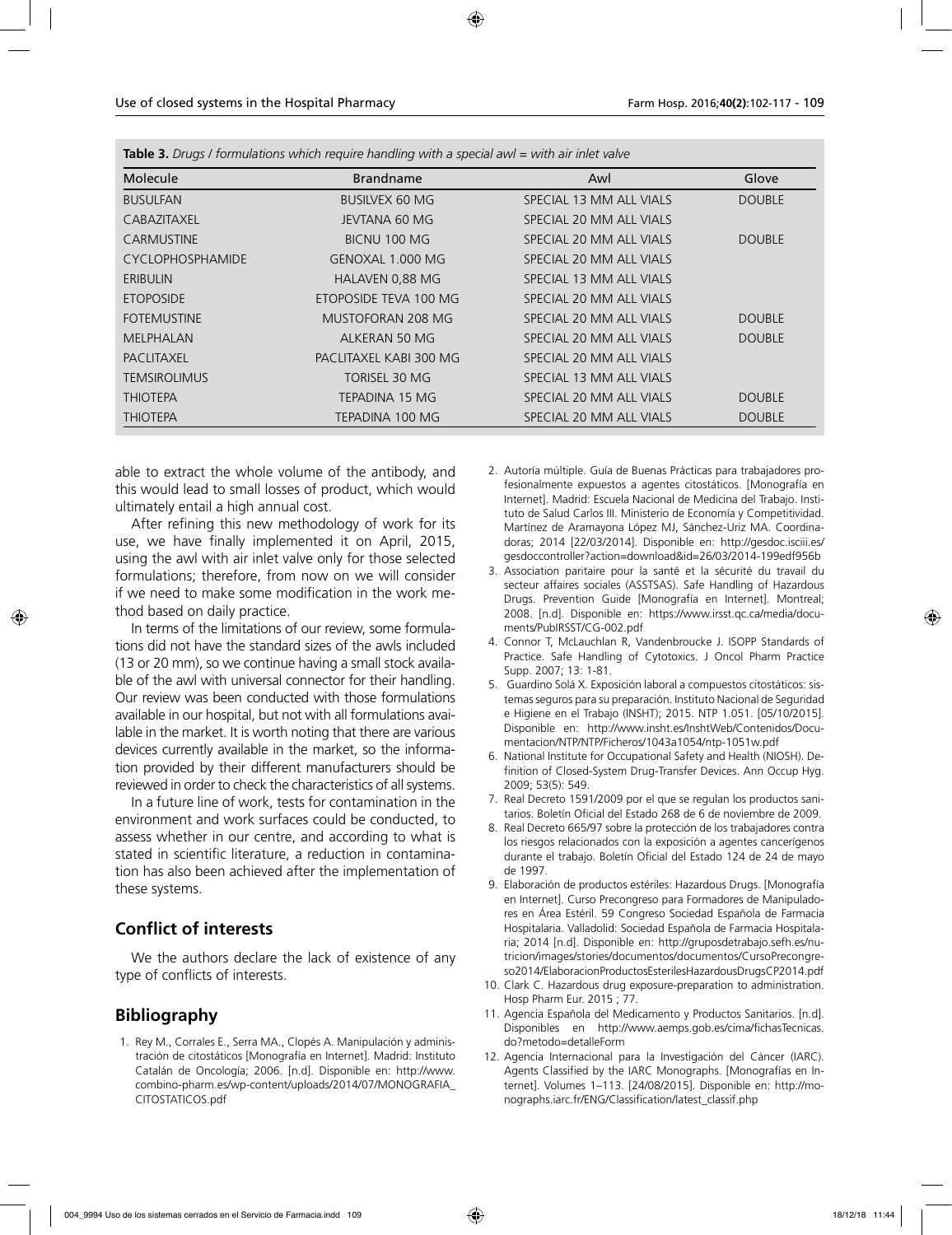**Table 3.** *Drugs / formulations which require handling with a special awl = with air inlet valve*

| Molecule | Brandname | Awl | Glove |
|---|---|---|---|
| BUSULFAN | BUSILVEX 60 MG | SPECIAL 13 MM ALL VIALS | DOUBLE |
| CABAZITAXEL | JEVTANA 60 MG | SPECIAL 20 MM ALL VIALS | |
| CARMUSTINE | BICNU 100 MG | SPECIAL 20 MM ALL VIALS | DOUBLE |
| CYCLOPHOSPHAMIDE | GENOXAL 1.000 MG | SPECIAL 20 MM ALL VIALS | |
| ERIBULIN | HALAVEN 0,88 MG | SPECIAL 13 MM ALL VIALS | |
| ETOPOSIDE | ETOPOSIDE TEVA 100 MG | SPECIAL 20 MM ALL VIALS | |
| FOTEMUSTINE | MUSTOFORAN 208 MG | SPECIAL 20 MM ALL VIALS | DOUBLE |
| MELPHALAN | ALKERAN 50 MG | SPECIAL 20 MM ALL VIALS | DOUBLE |
| PACLITAXEL | PACLITAXEL KABI 300 MG | SPECIAL 20 MM ALL VIALS | |
| TEMSIROLIMUS | TORISEL 30 MG | SPECIAL 13 MM ALL VIALS | |
| THIOTEPA | TEPADINA 15 MG | SPECIAL 20 MM ALL VIALS | DOUBLE |
| THIOTEPA | TEPADINA 100 MG | SPECIAL 20 MM ALL VIALS | DOUBLE |

able to extract the whole volume of the antibody, and this would lead to small losses of product, which would ultimately entail a high annual cost.

After refining this new methodology of work for its use, we have finally implemented it on April, 2015, using the awl with air inlet valve only for those selected formulations; therefore, from now on we will consider if we need to make some modification in the work method based on daily practice.

In terms of the limitations of our review, some formulations did not have the standard sizes of the awls included (13 or 20 mm), so we continue having a small stock available of the awl with universal connector for their handling. Our review was been conducted with those formulations available in our hospital, but not with all formulations available in the market. It is worth noting that there are various devices currently available in the market, so the information provided by their different manufacturers should be reviewed in order to check the characteristics of all systems.

In a future line of work, tests for contamination in the environment and work surfaces could be conducted, to assess whether in our centre, and according to what is stated in scientific literature, a reduction in contamination has also been achieved after the implementation of these systems.

## Conflict of interests

We the authors declare the lack of existence of any type of conflicts of interests.

## Bibliography

1. Rey M., Corrales E., Serra MA., Clopés A. Manipulación y administración de citostáticos [Monografía en Internet]. Madrid: Instituto Catalán de Oncología; 2006. [n.d]. Disponible en: http://www.combino-pharm.es/wp-content/uploads/2014/07/MONOGRAFIA_CITOSTATICOS.pdf
2. Autoría múltiple. Guía de Buenas Prácticas para trabajadores profesionalmente expuestos a agentes citostáticos. [Monografía en Internet]. Madrid: Escuela Nacional de Medicina del Trabajo. Instituto de Salud Carlos III. Ministerio de Economía y Competitividad. Martínez de Aramayona López MJ, Sánchez-Uriz MA. Coordinadoras; 2014 [22/03/2014]. Disponible en: http://gesdoc.isciii.es/gesdoccontroller?action=download&id=26/03/2014-199edf956b
3. Association paritaire pour la santé et la sécurité du travail du secteur affaires sociales (ASSTSAS). Safe Handling of Hazardous Drugs. Prevention Guide [Monografía en Internet]. Montreal; 2008. [n.d]. Disponible en: https://www.irsst.qc.ca/media/documents/PubIRSST/CG-002.pdf
4. Connor T, McLauchlan R, Vandenbroucke J. ISOPP Standards of Practice. Safe Handling of Cytotoxics. J Oncol Pharm Practice Supp. 2007; 13: 1-81.
5. Guardino Solá X. Exposición laboral a compuestos citostáticos: sistemas seguros para su preparación. Instituto Nacional de Seguridad e Higiene en el Trabajo (INSHT); 2015. NTP 1.051. [05/10/2015]. Disponible en: http://www.insht.es/InshtWeb/Contenidos/Documentacion/NTP/NTP/Ficheros/1043a1054/ntp-1051w.pdf
6. National Institute for Occupational Safety and Health (NIOSH). Definition of Closed-System Drug-Transfer Devices. Ann Occup Hyg. 2009; 53(5): 549.
7. Real Decreto 1591/2009 por el que se regulan los productos sanitarios. Boletín Oficial del Estado 268 de 6 de noviembre de 2009.
8. Real Decreto 665/97 sobre la protección de los trabajadores contra los riesgos relacionados con la exposición a agentes cancerígenos durante el trabajo. Boletín Oficial del Estado 124 de 24 de mayo de 1997.
9. Elaboración de productos estériles: Hazardous Drugs. [Monografía en Internet]. Curso Precongreso para Formadores de Manipuladores en Área Estéril. 59 Congreso Sociedad Española de Farmacia Hospitalaria. Valladolid: Sociedad Española de Farmacia Hospitalaria; 2014 [n.d]. Disponible en: http://gruposdetrabajo.sefh.es/nutricion/images/stories/documentos/documentos/CursoPrecongreso2014/ElaboracionProductosEsterilesHazardousDrugsCP2014.pdf
10. Clark C. Hazardous drug exposure-preparation to administration. Hosp Pharm Eur. 2015 ; 77.
11. Agencia Española del Medicamento y Productos Sanitarios. [n.d]. Disponibles en http://www.aemps.gob.es/cima/fichasTecnicas.do?metodo=detalleForm
12. Agencia Internacional para la Investigación del Cáncer (IARC). Agents Classified by the IARC Monographs. [Monografías en Internet]. Volumes 1–113. [24/08/2015]. Disponible en: http://monographs.iarc.fr/ENG/Classification/latest_classif.php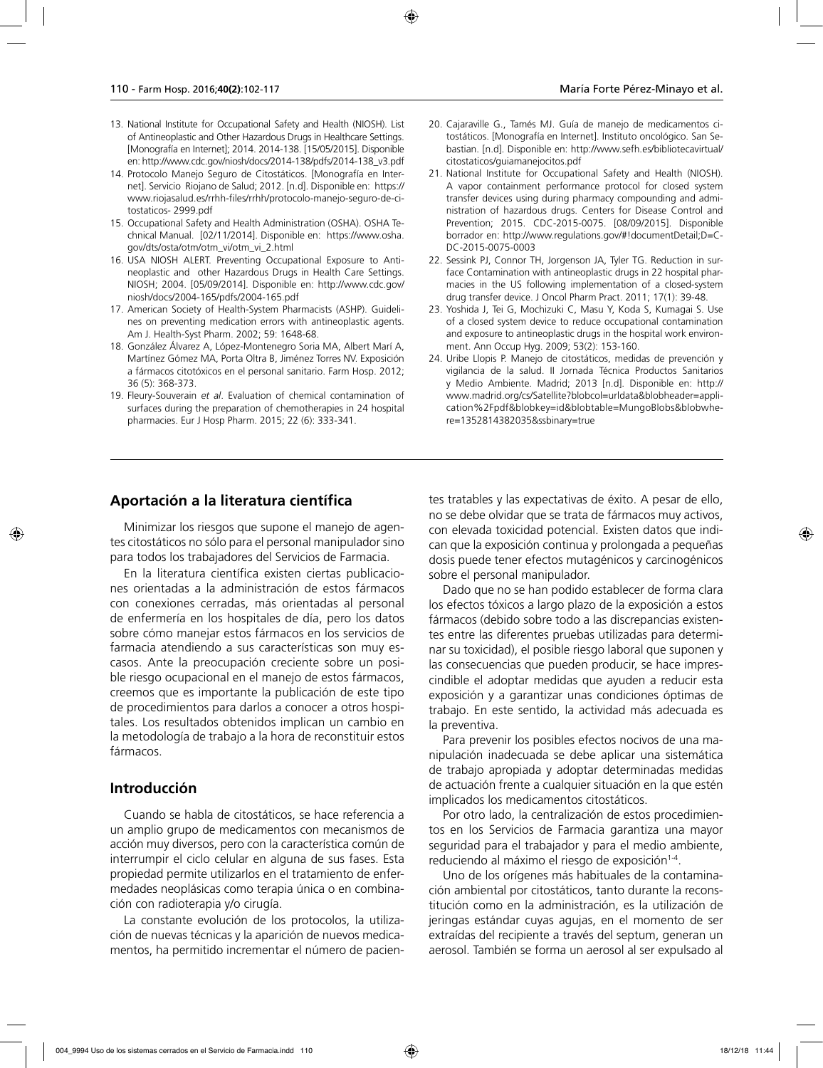13. National Institute for Occupational Safety and Health (NIOSH). List of Antineoplastic and Other Hazardous Drugs in Healthcare Settings. [Monografía en Internet]; 2014. 2014-138. [15/05/2015]. Disponible en: http://www.cdc.gov/niosh/docs/2014-138/pdfs/2014-138_v3.pdf
14. Protocolo Manejo Seguro de Citostáticos. [Monografía en Internet]. Servicio Riojano de Salud; 2012. [n.d]. Disponible en: https://www.riojasalud.es/rrhh-files/rrhh/protocolo-manejo-seguro-de-citostaticos- 2999.pdf
15. Occupational Safety and Health Administration (OSHA). OSHA Technical Manual. [02/11/2014]. Disponible en: https://www.osha.gov/dts/osta/otm/otm_vi/otm_vi_2.html
16. USA NIOSH ALERT. Preventing Occupational Exposure to Antineoplastic and other Hazardous Drugs in Health Care Settings. NIOSH; 2004. [05/09/2014]. Disponible en: http://www.cdc.gov/niosh/docs/2004-165/pdfs/2004-165.pdf
17. American Society of Health-System Pharmacists (ASHP). Guidelines on preventing medication errors with antineoplastic agents. Am J. Health-Syst Pharm. 2002; 59: 1648-68.
18. González Álvarez A, López-Montenegro Soria MA, Albert Marí A, Martínez Gómez MA, Porta Oltra B, Jiménez Torres NV. Exposición a fármacos citotóxicos en el personal sanitario. Farm Hosp. 2012; 36 (5): 368-373.
19. Fleury-Souverain *et al*. Evaluation of chemical contamination of surfaces during the preparation of chemotherapies in 24 hospital pharmacies. Eur J Hosp Pharm. 2015; 22 (6): 333-341.
20. Cajaraville G., Tamés MJ. Guía de manejo de medicamentos citostáticos. [Monografía en Internet]. Instituto oncológico. San Sebastian. [n.d]. Disponible en: http://www.sefh.es/bibliotecavirtual/citostaticos/guiamanejocitos.pdf
21. National Institute for Occupational Safety and Health (NIOSH). A vapor containment performance protocol for closed system transfer devices using during pharmacy compounding and administration of hazardous drugs. Centers for Disease Control and Prevention; 2015. CDC-2015-0075. [08/09/2015]. Disponible borrador en: http://www.regulations.gov/#!documentDetail;D=CDC-2015-0075-0003
22. Sessink PJ, Connor TH, Jorgenson JA, Tyler TG. Reduction in surface Contamination with antineoplastic drugs in 22 hospital pharmacies in the US following implementation of a closed-system drug transfer device. J Oncol Pharm Pract. 2011; 17(1): 39-48.
23. Yoshida J, Tei G, Mochizuki C, Masu Y, Koda S, Kumagai S. Use of a closed system device to reduce occupational contamination and exposure to antineoplastic drugs in the hospital work environment. Ann Occup Hyg. 2009; 53(2): 153-160.
24. Uribe Llopis P. Manejo de citostáticos, medidas de prevención y vigilancia de la salud. II Jornada Técnica Productos Sanitarios y Medio Ambiente. Madrid; 2013 [n.d]. Disponible en: http://www.madrid.org/cs/Satellite?blobcol=urldata&blobheader=application%2Fpdf&blobkey=id&blobtable=MungoBlobs&blobwhere=1352814382035&ssbinary=true

## Aportación a la literatura científica

Minimizar los riesgos que supone el manejo de agentes citostáticos no sólo para el personal manipulador sino para todos los trabajadores del Servicios de Farmacia.

En la literatura científica existen ciertas publicaciones orientadas a la administración de estos fármacos con conexiones cerradas, más orientadas al personal de enfermería en los hospitales de día, pero los datos sobre cómo manejar estos fármacos en los servicios de farmacia atendiendo a sus características son muy escasos. Ante la preocupación creciente sobre un posible riesgo ocupacional en el manejo de estos fármacos, creemos que es importante la publicación de este tipo de procedimientos para darlos a conocer a otros hospitales. Los resultados obtenidos implican un cambio en la metodología de trabajo a la hora de reconstituir estos fármacos.

## Introducción

Cuando se habla de citostáticos, se hace referencia a un amplio grupo de medicamentos con mecanismos de acción muy diversos, pero con la característica común de interrumpir el ciclo celular en alguna de sus fases. Esta propiedad permite utilizarlos en el tratamiento de enfermedades neoplásicas como terapia única o en combinación con radioterapia y/o cirugía.

La constante evolución de los protocolos, la utilización de nuevas técnicas y la aparición de nuevos medicamentos, ha permitido incrementar el número de pacientes tratables y las expectativas de éxito. A pesar de ello, no se debe olvidar que se trata de fármacos muy activos, con elevada toxicidad potencial. Existen datos que indican que la exposición continua y prolongada a pequeñas dosis puede tener efectos mutagénicos y carcinogénicos sobre el personal manipulador.

Dado que no se han podido establecer de forma clara los efectos tóxicos a largo plazo de la exposición a estos fármacos (debido sobre todo a las discrepancias existentes entre las diferentes pruebas utilizadas para determinar su toxicidad), el posible riesgo laboral que suponen y las consecuencias que pueden producir, se hace imprescindible el adoptar medidas que ayuden a reducir esta exposición y a garantizar unas condiciones óptimas de trabajo. En este sentido, la actividad más adecuada es la preventiva.

Para prevenir los posibles efectos nocivos de una manipulación inadecuada se debe aplicar una sistemática de trabajo apropiada y adoptar determinadas medidas de actuación frente a cualquier situación en la que estén implicados los medicamentos citostáticos.

Por otro lado, la centralización de estos procedimientos en los Servicios de Farmacia garantiza una mayor seguridad para el trabajador y para el medio ambiente, reduciendo al máximo el riesgo de exposición[1-4].

Uno de los orígenes más habituales de la contaminación ambiental por citostáticos, tanto durante la reconstitución como en la administración, es la utilización de jeringas estándar cuyas agujas, en el momento de ser extraídas del recipiente a través del septum, generan un aerosol. También se forma un aerosol al ser expulsado al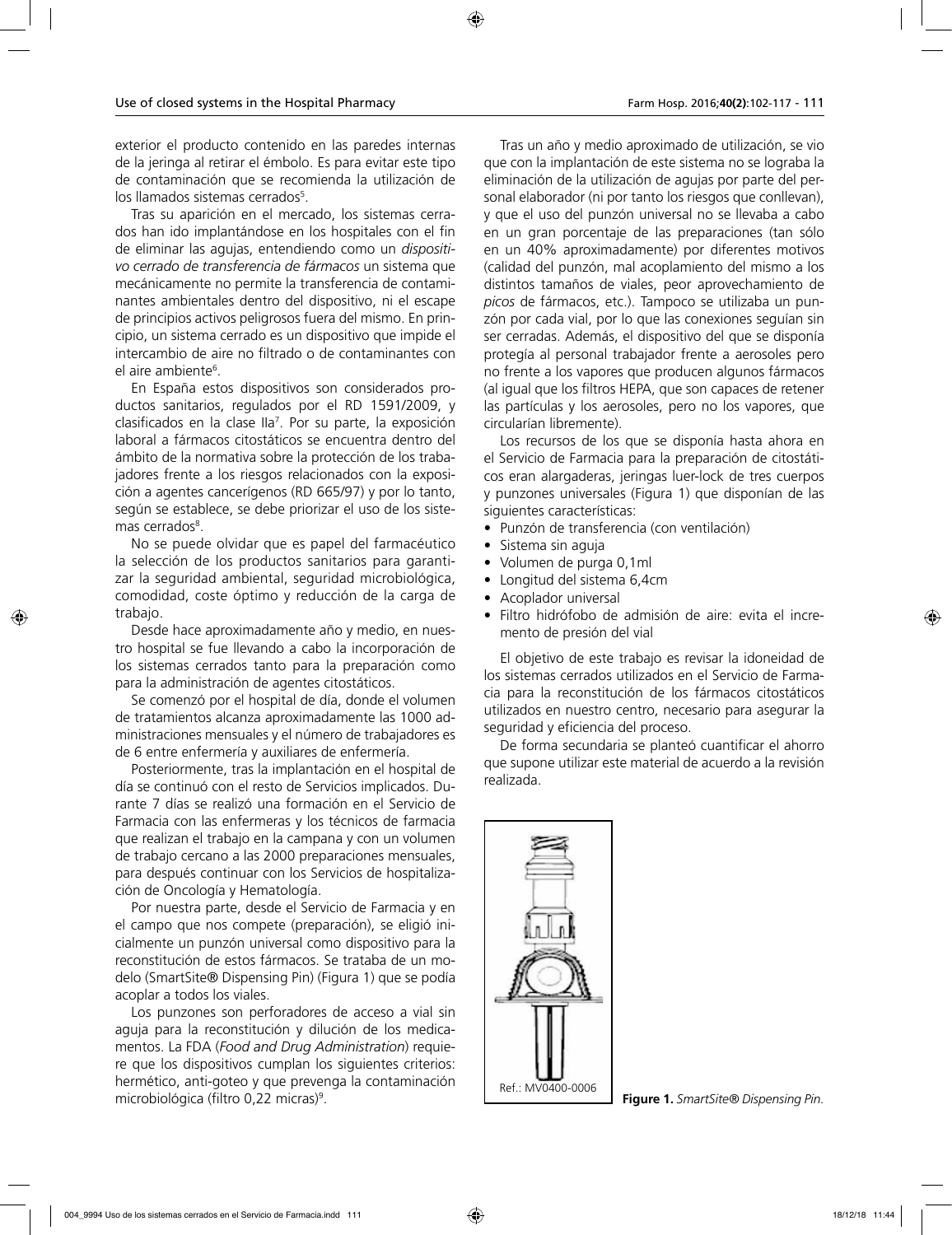exterior el producto contenido en las paredes internas de la jeringa al retirar el émbolo. Es para evitar este tipo de contaminación que se recomienda la utilización de los llamados sistemas cerrados[5].

Tras su aparición en el mercado, los sistemas cerrados han ido implantándose en los hospitales con el fin de eliminar las agujas, entendiendo como un *dispositivo cerrado de transferencia de fármacos* un sistema que mecánicamente no permite la transferencia de contaminantes ambientales dentro del dispositivo, ni el escape de principios activos peligrosos fuera del mismo. En principio, un sistema cerrado es un dispositivo que impide el intercambio de aire no filtrado o de contaminantes con el aire ambiente[6].

En España estos dispositivos son considerados productos sanitarios, regulados por el RD 1591/2009, y clasificados en la clase IIa[7]. Por su parte, la exposición laboral a fármacos citostáticos se encuentra dentro del ámbito de la normativa sobre la protección de los trabajadores frente a los riesgos relacionados con la exposición a agentes cancerígenos (RD 665/97) y por lo tanto, según se establece, se debe priorizar el uso de los sistemas cerrados[8].

No se puede olvidar que es papel del farmacéutico la selección de los productos sanitarios para garantizar la seguridad ambiental, seguridad microbiológica, comodidad, coste óptimo y reducción de la carga de trabajo.

Desde hace aproximadamente año y medio, en nuestro hospital se fue llevando a cabo la incorporación de los sistemas cerrados tanto para la preparación como para la administración de agentes citostáticos.

Se comenzó por el hospital de día, donde el volumen de tratamientos alcanza aproximadamente las 1000 administraciones mensuales y el número de trabajadores es de 6 entre enfermería y auxiliares de enfermería.

Posteriormente, tras la implantación en el hospital de día se continuó con el resto de Servicios implicados. Durante 7 días se realizó una formación en el Servicio de Farmacia con las enfermeras y los técnicos de farmacia que realizan el trabajo en la campana y con un volumen de trabajo cercano a las 2000 preparaciones mensuales, para después continuar con los Servicios de hospitalización de Oncología y Hematología.

Por nuestra parte, desde el Servicio de Farmacia y en el campo que nos compete (preparación), se eligió inicialmente un punzón universal como dispositivo para la reconstitución de estos fármacos. Se trataba de un modelo (SmartSite® Dispensing Pin) (Figura 1) que se podía acoplar a todos los viales.

Los punzones son perforadores de acceso a vial sin aguja para la reconstitución y dilución de los medicamentos. La FDA (*Food and Drug Administration*) requiere que los dispositivos cumplan los siguientes criterios: hermético, anti-goteo y que prevenga la contaminación microbiológica (filtro 0,22 micras)[9].

Tras un año y medio aproximado de utilización, se vio que con la implantación de este sistema no se lograba la eliminación de la utilización de agujas por parte del personal elaborador (ni por tanto los riesgos que conllevan), y que el uso del punzón universal no se llevaba a cabo en un gran porcentaje de las preparaciones (tan sólo en un 40% aproximadamente) por diferentes motivos (calidad del punzón, mal acoplamiento del mismo a los distintos tamaños de viales, peor aprovechamiento de *picos* de fármacos, etc.). Tampoco se utilizaba un punzón por cada vial, por lo que las conexiones seguían sin ser cerradas. Además, el dispositivo del que se disponía protegía al personal trabajador frente a aerosoles pero no frente a los vapores que producen algunos fármacos (al igual que los filtros HEPA, que son capaces de retener las partículas y los aerosoles, pero no los vapores, que circularían libremente).

Los recursos de los que se disponía hasta ahora en el Servicio de Farmacia para la preparación de citostáticos eran alargaderas, jeringas luer-lock de tres cuerpos y punzones universales (Figura 1) que disponían de las siguientes características:

- Punzón de transferencia (con ventilación)
- Sistema sin aguja
- Volumen de purga 0,1ml
- Longitud del sistema 6,4cm
- Acoplador universal
- Filtro hidrófobo de admisión de aire: evita el incremento de presión del vial

El objetivo de este trabajo es revisar la idoneidad de los sistemas cerrados utilizados en el Servicio de Farmacia para la reconstitución de los fármacos citostáticos utilizados en nuestro centro, necesario para asegurar la seguridad y eficiencia del proceso.

De forma secundaria se planteó cuantificar el ahorro que supone utilizar este material de acuerdo a la revisión realizada.

Ref.: MV0400-0006

**Figure 1.** *SmartSite® Dispensing Pin.*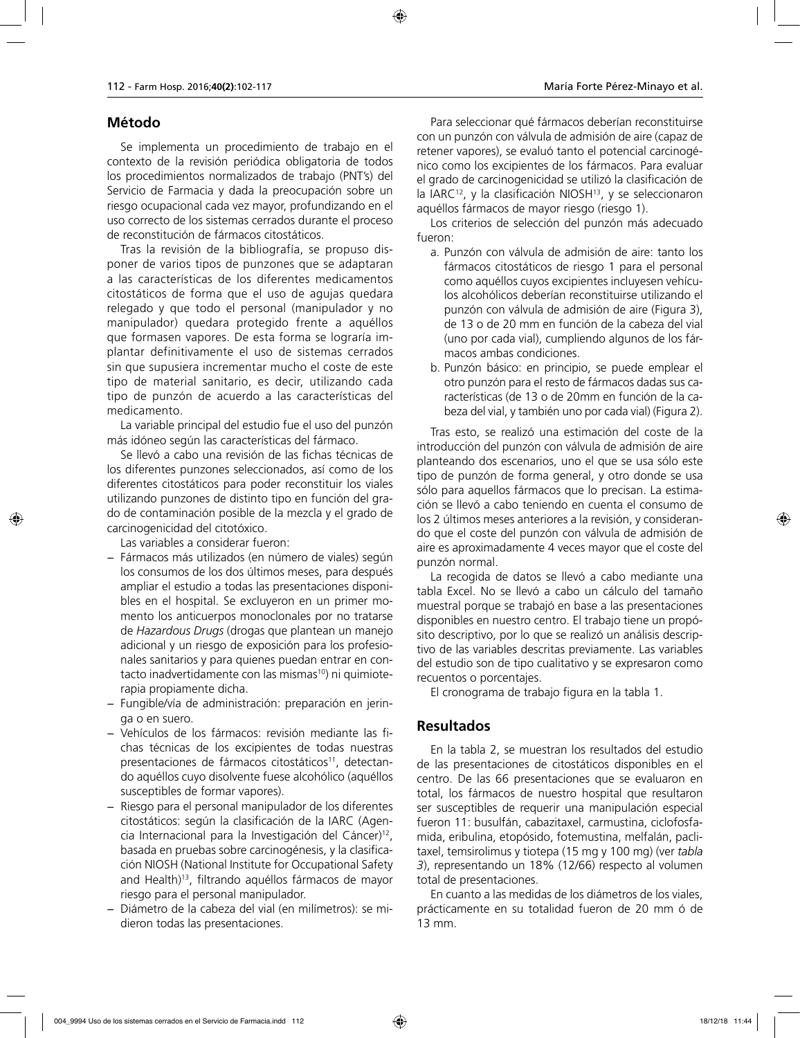## Método

Se implementa un procedimiento de trabajo en el contexto de la revisión periódica obligatoria de todos los procedimientos normalizados de trabajo (PNT's) del Servicio de Farmacia y dada la preocupación sobre un riesgo ocupacional cada vez mayor, profundizando en el uso correcto de los sistemas cerrados durante el proceso de reconstitución de fármacos citostáticos.

Tras la revisión de la bibliografía, se propuso disponer de varios tipos de punzones que se adaptaran a las características de los diferentes medicamentos citostáticos de forma que el uso de agujas quedara relegado y que todo el personal (manipulador y no manipulador) quedara protegido frente a aquéllos que formasen vapores. De esta forma se lograría implantar definitivamente el uso de sistemas cerrados sin que supusiera incrementar mucho el coste de este tipo de material sanitario, es decir, utilizando cada tipo de punzón de acuerdo a las características del medicamento.

La variable principal del estudio fue el uso del punzón más idóneo según las características del fármaco.

Se llevó a cabo una revisión de las fichas técnicas de los diferentes punzones seleccionados, así como de los diferentes citostáticos para poder reconstituir los viales utilizando punzones de distinto tipo en función del grado de contaminación posible de la mezcla y el grado de carcinogenicidad del citotóxico.

Las variables a considerar fueron:

- Fármacos más utilizados (en número de viales) según los consumos de los dos últimos meses, para después ampliar el estudio a todas las presentaciones disponibles en el hospital. Se excluyeron en un primer momento los anticuerpos monoclonales por no tratarse de *Hazardous Drugs* (drogas que plantean un manejo adicional y un riesgo de exposición para los profesionales sanitarios y para quienes puedan entrar en contacto inadvertidamente con las mismas[10]) ni quimioterapia propiamente dicha.
- Fungible/vía de administración: preparación en jeringa o en suero.
- Vehículos de los fármacos: revisión mediante las fichas técnicas de los excipientes de todas nuestras presentaciones de fármacos citostáticos[11], detectando aquéllos cuyo disolvente fuese alcohólico (aquéllos susceptibles de formar vapores).
- Riesgo para el personal manipulador de los diferentes citostáticos: según la clasificación de la IARC (Agencia Internacional para la Investigación del Cáncer)[12], basada en pruebas sobre carcinogénesis, y la clasificación NIOSH (National Institute for Occupational Safety and Health)[13], filtrando aquéllos fármacos de mayor riesgo para el personal manipulador.
- Diámetro de la cabeza del vial (en milímetros): se midieron todas las presentaciones.

Para seleccionar qué fármacos deberían reconstituirse con un punzón con válvula de admisión de aire (capaz de retener vapores), se evaluó tanto el potencial carcinogénico como los excipientes de los fármacos. Para evaluar el grado de carcinogenicidad se utilizó la clasificación de la IARC[12], y la clasificación NIOSH[13], y se seleccionaron aquéllos fármacos de mayor riesgo (riesgo 1).

Los criterios de selección del punzón más adecuado fueron:

a. Punzón con válvula de admisión de aire: tanto los fármacos citostáticos de riesgo 1 para el personal como aquéllos cuyos excipientes incluyesen vehículos alcohólicos deberían reconstituirse utilizando el punzón con válvula de admisión de aire (Figura 3), de 13 o de 20 mm en función de la cabeza del vial (uno por cada vial), cumpliendo algunos de los fármacos ambas condiciones.
b. Punzón básico: en principio, se puede emplear el otro punzón para el resto de fármacos dadas sus características (de 13 o de 20mm en función de la cabeza del vial, y también uno por cada vial) (Figura 2).

Tras esto, se realizó una estimación del coste de la introducción del punzón con válvula de admisión de aire planteando dos escenarios, uno el que se usa sólo este tipo de punzón de forma general, y otro donde se usa sólo para aquellos fármacos que lo precisan. La estimación se llevó a cabo teniendo en cuenta el consumo de los 2 últimos meses anteriores a la revisión, y considerando que el coste del punzón con válvula de admisión de aire es aproximadamente 4 veces mayor que el coste del punzón normal.

La recogida de datos se llevó a cabo mediante una tabla Excel. No se llevó a cabo un cálculo del tamaño muestral porque se trabajó en base a las presentaciones disponibles en nuestro centro. El trabajo tiene un propósito descriptivo, por lo que se realizó un análisis descriptivo de las variables descritas previamente. Las variables del estudio son de tipo cualitativo y se expresaron como recuentos o porcentajes.

El cronograma de trabajo figura en la tabla 1.

## Resultados

En la tabla 2, se muestran los resultados del estudio de las presentaciones de citostáticos disponibles en el centro. De las 66 presentaciones que se evaluaron en total, los fármacos de nuestro hospital que resultaron ser susceptibles de requerir una manipulación especial fueron 11: busulfán, cabazitaxel, carmustina, ciclofosfamida, eribulina, etopósido, fotemustina, melfalán, paclitaxel, temsirolimus y tiotepa (15 mg y 100 mg) (ver *tabla 3*), representando un 18% (12/66) respecto al volumen total de presentaciones.

En cuanto a las medidas de los diámetros de los viales, prácticamente en su totalidad fueron de 20 mm ó de 13 mm.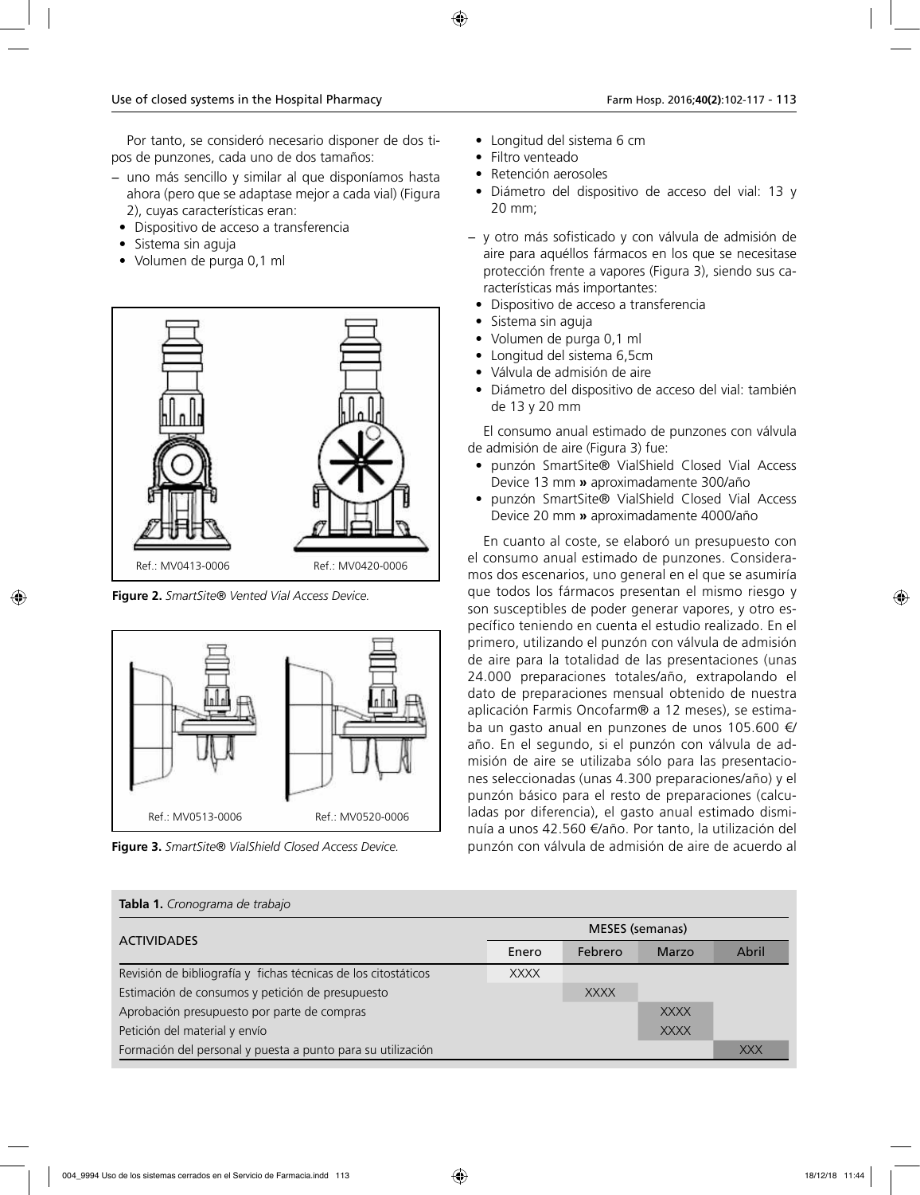Por tanto, se consideró necesario disponer de dos tipos de punzones, cada uno de dos tamaños:

– uno más sencillo y similar al que disponíamos hasta ahora (pero que se adaptase mejor a cada vial) (Figura 2), cuyas características eran:
  - Dispositivo de acceso a transferencia
  - Sistema sin aguja
  - Volumen de purga 0,1 ml

Ref.: MV0413-0006 Ref.: MV0420-0006

**Figure 2.** *SmartSite® Vented Vial Access Device.*

Ref.: MV0513-0006 Ref.: MV0520-0006

**Figure 3.** *SmartSite® VialShield Closed Access Device.*

  - Longitud del sistema 6 cm
  - Filtro venteado
  - Retención aerosoles
  - Diámetro del dispositivo de acceso del vial: 13 y 20 mm;

– y otro más sofisticado y con válvula de admisión de aire para aquéllos fármacos en los que se necesitase protección frente a vapores (Figura 3), siendo sus características más importantes:
  - Dispositivo de acceso a transferencia
  - Sistema sin aguja
  - Volumen de purga 0,1 ml
  - Longitud del sistema 6,5cm
  - Válvula de admisión de aire
  - Diámetro del dispositivo de acceso del vial: también de 13 y 20 mm

El consumo anual estimado de punzones con válvula de admisión de aire (Figura 3) fue:

- punzón SmartSite® VialShield Closed Vial Access Device 13 mm **»** aproximadamente 300/año
- punzón SmartSite® VialShield Closed Vial Access Device 20 mm **»** aproximadamente 4000/año

En cuanto al coste, se elaboró un presupuesto con el consumo anual estimado de punzones. Consideramos dos escenarios, uno general en el que se asumiría que todos los fármacos presentan el mismo riesgo y son susceptibles de poder generar vapores, y otro específico teniendo en cuenta el estudio realizado. En el primero, utilizando el punzón con válvula de admisión de aire para la totalidad de las presentaciones (unas 24.000 preparaciones totales/año, extrapolando el dato de preparaciones mensual obtenido de nuestra aplicación Farmis Oncofarm® a 12 meses), se estimaba un gasto anual en punzones de unos 105.600 €/año. En el segundo, si el punzón con válvula de admisión de aire se utilizaba sólo para las presentaciones seleccionadas (unas 4.300 preparaciones/año) y el punzón básico para el resto de preparaciones (calculadas por diferencia), el gasto anual estimado disminuía a unos 42.560 €/año. Por tanto, la utilización del punzón con válvula de admisión de aire de acuerdo al

**Tabla 1.** *Cronograma de trabajo*

| ACTIVIDADES | MESES (semanas) | | | |
|---|---|---|---|---|
| | Enero | Febrero | Marzo | Abril |
| Revisión de bibliografía y fichas técnicas de los citostáticos | XXXX | | | |
| Estimación de consumos y petición de presupuesto | | XXXX | | |
| Aprobación presupuesto por parte de compras | | | XXXX | |
| Petición del material y envío | | | XXXX | |
| Formación del personal y puesta a punto para su utilización | | | | XXX |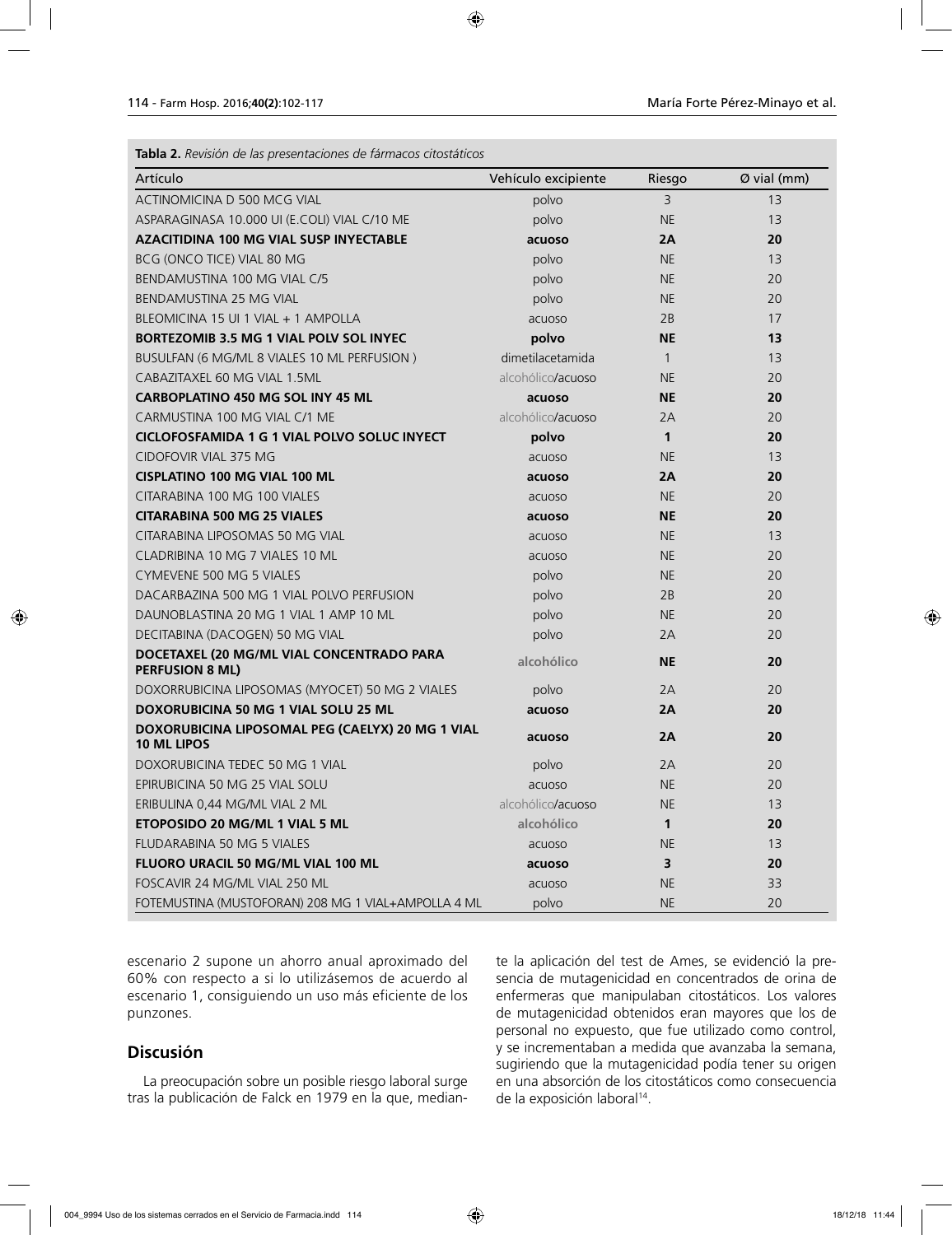**Tabla 2.** *Revisión de las presentaciones de fármacos citostáticos*

| Artículo | Vehículo excipiente | Riesgo | Ø vial (mm) |
|---|---|---|---|
| ACTINOMICINA D 500 MCG VIAL | polvo | 3 | 13 |
| ASPARAGINASA 10.000 UI (E.COLI) VIAL C/10 ME | polvo | NE | 13 |
| **AZACITIDINA 100 MG VIAL SUSP INYECTABLE** | **acuoso** | **2A** | **20** |
| BCG (ONCO TICE) VIAL 80 MG | polvo | NE | 13 |
| BENDAMUSTINA 100 MG VIAL C/5 | polvo | NE | 20 |
| BENDAMUSTINA 25 MG VIAL | polvo | NE | 20 |
| BLEOMICINA 15 UI 1 VIAL + 1 AMPOLLA | acuoso | 2B | 17 |
| **BORTEZOMIB 3.5 MG 1 VIAL POLV SOL INYEC** | **polvo** | **NE** | **13** |
| BUSULFAN (6 MG/ML 8 VIALES 10 ML PERFUSION ) | dimetilacetamida | 1 | 13 |
| CABAZITAXEL 60 MG VIAL 1.5ML | alcohólico/acuoso | NE | 20 |
| **CARBOPLATINO 450 MG SOL INY 45 ML** | **acuoso** | **NE** | **20** |
| CARMUSTINA 100 MG VIAL C/1 ME | alcohólico/acuoso | 2A | 20 |
| **CICLOFOSFAMIDA 1 G 1 VIAL POLVO SOLUC INYECT** | **polvo** | **1** | **20** |
| CIDOFOVIR VIAL 375 MG | acuoso | NE | 13 |
| **CISPLATINO 100 MG VIAL 100 ML** | **acuoso** | **2A** | **20** |
| CITARABINA 100 MG 100 VIALES | acuoso | NE | 20 |
| **CITARABINA 500 MG 25 VIALES** | **acuoso** | **NE** | **20** |
| CITARABINA LIPOSOMAS 50 MG VIAL | acuoso | NE | 13 |
| CLADRIBINA 10 MG 7 VIALES 10 ML | acuoso | NE | 20 |
| CYMEVENE 500 MG 5 VIALES | polvo | NE | 20 |
| DACARBAZINA 500 MG 1 VIAL POLVO PERFUSION | polvo | 2B | 20 |
| DAUNOBLASTINA 20 MG 1 VIAL 1 AMP 10 ML | polvo | NE | 20 |
| DECITABINA (DACOGEN) 50 MG VIAL | polvo | 2A | 20 |
| **DOCETAXEL (20 MG/ML VIAL CONCENTRADO PARA PERFUSION 8 ML)** | **alcohólico** | **NE** | **20** |
| DOXORRUBICINA LIPOSOMAS (MYOCET) 50 MG 2 VIALES | polvo | 2A | 20 |
| **DOXORUBICINA 50 MG 1 VIAL SOLU 25 ML** | **acuoso** | **2A** | **20** |
| **DOXORUBICINA LIPOSOMAL PEG (CAELYX) 20 MG 1 VIAL 10 ML LIPOS** | **acuoso** | **2A** | **20** |
| DOXORUBICINA TEDEC 50 MG 1 VIAL | polvo | 2A | 20 |
| EPIRUBICINA 50 MG 25 VIAL SOLU | acuoso | NE | 20 |
| ERIBULINA 0,44 MG/ML VIAL 2 ML | alcohólico/acuoso | NE | 13 |
| **ETOPOSIDO 20 MG/ML 1 VIAL 5 ML** | **alcohólico** | **1** | **20** |
| FLUDARABINA 50 MG 5 VIALES | acuoso | NE | 13 |
| **FLUORO URACIL 50 MG/ML VIAL 100 ML** | **acuoso** | **3** | **20** |
| FOSCAVIR 24 MG/ML VIAL 250 ML | acuoso | NE | 33 |
| FOTEMUSTINA (MUSTOFORAN) 208 MG 1 VIAL+AMPOLLA 4 ML | polvo | NE | 20 |

escenario 2 supone un ahorro anual aproximado del 60% con respecto a si lo utilizásemos de acuerdo al escenario 1, consiguiendo un uso más eficiente de los punzones.

## Discusión

La preocupación sobre un posible riesgo laboral surge tras la publicación de Falck en 1979 en la que, mediante la aplicación del test de Ames, se evidenció la presencia de mutagenicidad en concentrados de orina de enfermeras que manipulaban citostáticos. Los valores de mutagenicidad obtenidos eran mayores que los de personal no expuesto, que fue utilizado como control, y se incrementaban a medida que avanzaba la semana, sugiriendo que la mutagenicidad podía tener su origen en una absorción de los citostáticos como consecuencia de la exposición laboral[14].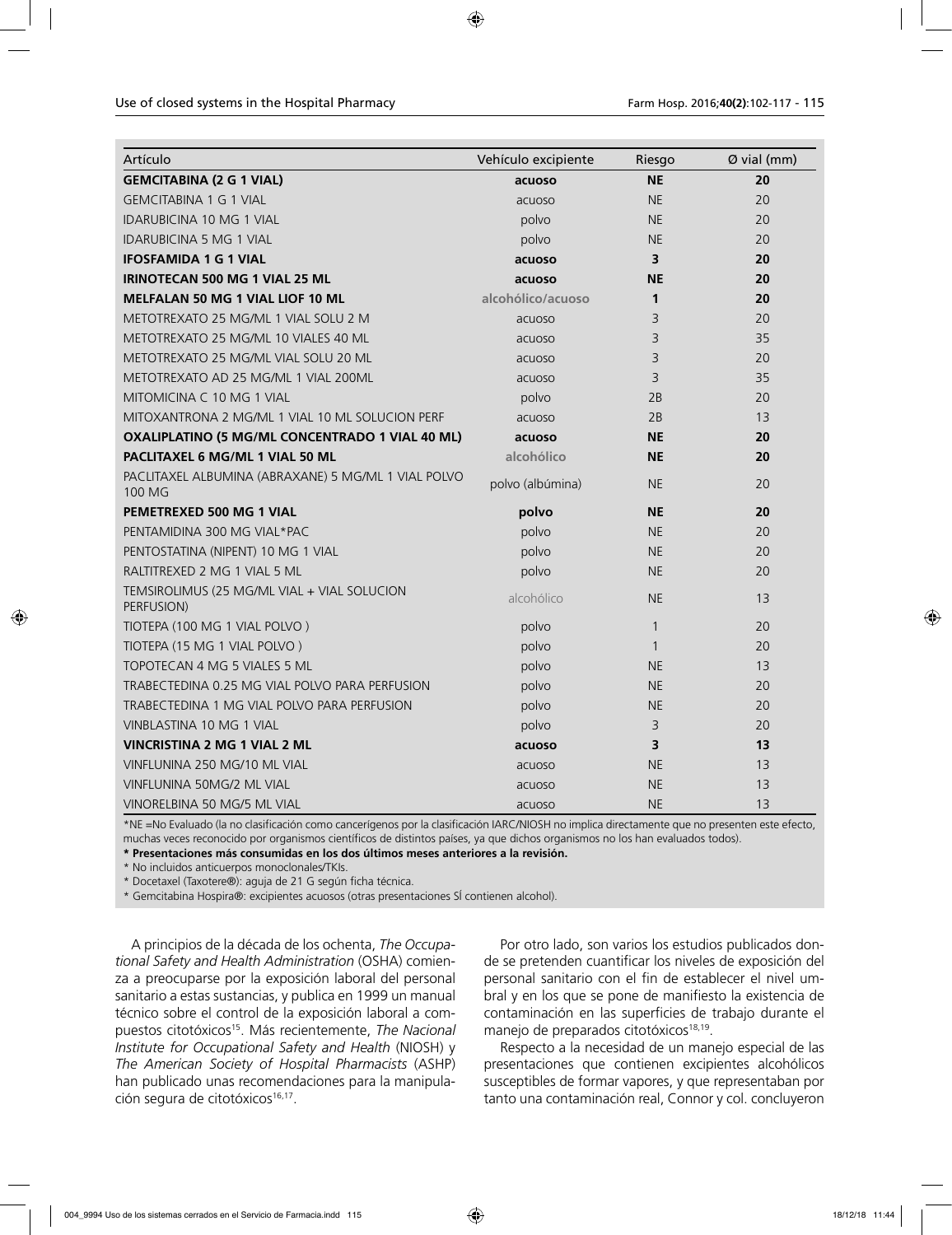| Artículo | Vehículo excipiente | Riesgo | Ø vial (mm) |
|---|---|---|---|
| **GEMCITABINA (2 G 1 VIAL)** | **acuoso** | **NE** | **20** |
| GEMCITABINA 1 G 1 VIAL | acuoso | NE | 20 |
| IDARUBICINA 10 MG 1 VIAL | polvo | NE | 20 |
| IDARUBICINA 5 MG 1 VIAL | polvo | NE | 20 |
| **IFOSFAMIDA 1 G 1 VIAL** | **acuoso** | **3** | **20** |
| **IRINOTECAN 500 MG 1 VIAL 25 ML** | **acuoso** | **NE** | **20** |
| **MELFALAN 50 MG 1 VIAL LIOF 10 ML** | **alcohólico/acuoso** | **1** | **20** |
| METOTREXATO 25 MG/ML 1 VIAL SOLU 2 M | acuoso | 3 | 20 |
| METOTREXATO 25 MG/ML 10 VIALES 40 ML | acuoso | 3 | 35 |
| METOTREXATO 25 MG/ML VIAL SOLU 20 ML | acuoso | 3 | 20 |
| METOTREXATO AD 25 MG/ML 1 VIAL 200ML | acuoso | 3 | 35 |
| MITOMICINA C 10 MG 1 VIAL | polvo | 2B | 20 |
| MITOXANTRONA 2 MG/ML 1 VIAL 10 ML SOLUCION PERF | acuoso | 2B | 13 |
| **OXALIPLATINO (5 MG/ML CONCENTRADO 1 VIAL 40 ML)** | **acuoso** | **NE** | **20** |
| **PACLITAXEL 6 MG/ML 1 VIAL 50 ML** | **alcohólico** | **NE** | **20** |
| PACLITAXEL ALBUMINA (ABRAXANE) 5 MG/ML 1 VIAL POLVO 100 MG | polvo (albúmina) | NE | 20 |
| **PEMETREXED 500 MG 1 VIAL** | **polvo** | **NE** | **20** |
| PENTAMIDINA 300 MG VIAL*PAC | polvo | NE | 20 |
| PENTOSTATINA (NIPENT) 10 MG 1 VIAL | polvo | NE | 20 |
| RALTITREXED 2 MG 1 VIAL 5 ML | polvo | NE | 20 |
| TEMSIROLIMUS (25 MG/ML VIAL + VIAL SOLUCION PERFUSION) | alcohólico | NE | 13 |
| TIOTEPA (100 MG 1 VIAL POLVO ) | polvo | 1 | 20 |
| TIOTEPA (15 MG 1 VIAL POLVO ) | polvo | 1 | 20 |
| TOPOTECAN 4 MG 5 VIALES 5 ML | polvo | NE | 13 |
| TRABECTEDINA 0.25 MG VIAL POLVO PARA PERFUSION | polvo | NE | 20 |
| TRABECTEDINA 1 MG VIAL POLVO PARA PERFUSION | polvo | NE | 20 |
| VINBLASTINA 10 MG 1 VIAL | polvo | 3 | 20 |
| **VINCRISTINA 2 MG 1 VIAL 2 ML** | **acuoso** | **3** | **13** |
| VINFLUNINA 250 MG/10 ML VIAL | acuoso | NE | 13 |
| VINFLUNINA 50MG/2 ML VIAL | acuoso | NE | 13 |
| VINORELBINA 50 MG/5 ML VIAL | acuoso | NE | 13 |

*NE =No Evaluado (la no clasificación como cancerígenos por la clasificación IARC/NIOSH no implica directamente que no presenten este efecto, muchas veces reconocido por organismos científicos de distintos países, ya que dichos organismos no los han evaluados todos).

**\* Presentaciones más consumidas en los dos últimos meses anteriores a la revisión.**

\* No incluidos anticuerpos monoclonales/TKIs.

\* Docetaxel (Taxotere®): aguja de 21 G según ficha técnica.

\* Gemcitabina Hospira®: excipientes acuosos (otras presentaciones SÍ contienen alcohol).

A principios de la década de los ochenta, *The Occupational Safety and Health Administration* (OSHA) comienza a preocuparse por la exposición laboral del personal sanitario a estas sustancias, y publica en 1999 un manual técnico sobre el control de la exposición laboral a compuestos citotóxicos[15]. Más recientemente, *The Nacional Institute for Occupational Safety and Health* (NIOSH) y *The American Society of Hospital Pharmacists* (ASHP) han publicado unas recomendaciones para la manipulación segura de citotóxicos[16,17].

Por otro lado, son varios los estudios publicados donde se pretenden cuantificar los niveles de exposición del personal sanitario con el fin de establecer el nivel umbral y en los que se pone de manifiesto la existencia de contaminación en las superficies de trabajo durante el manejo de preparados citotóxicos[18,19].

Respecto a la necesidad de un manejo especial de las presentaciones que contienen excipientes alcohólicos susceptibles de formar vapores, y que representaban por tanto una contaminación real, Connor y col. concluyeron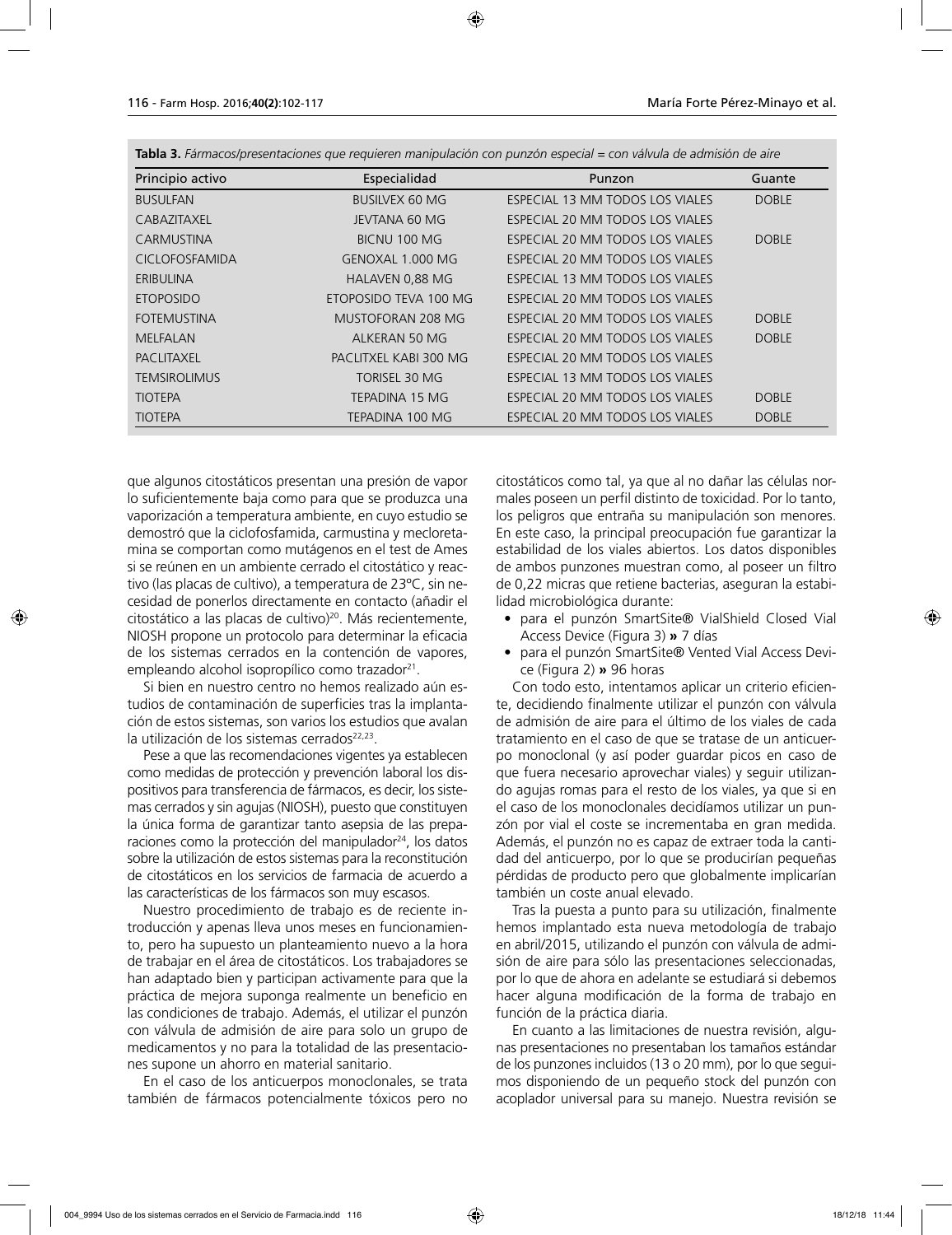**Tabla 3.** *Fármacos/presentaciones que requieren manipulación con punzón especial = con válvula de admisión de aire*

| Principio activo | Especialidad | Punzon | Guante |
|---|---|---|---|
| BUSULFAN | BUSILVEX 60 MG | ESPECIAL 13 MM TODOS LOS VIALES | DOBLE |
| CABAZITAXEL | JEVTANA 60 MG | ESPECIAL 20 MM TODOS LOS VIALES | |
| CARMUSTINA | BICNU 100 MG | ESPECIAL 20 MM TODOS LOS VIALES | DOBLE |
| CICLOFOSFAMIDA | GENOXAL 1.000 MG | ESPECIAL 20 MM TODOS LOS VIALES | |
| ERIBULINA | HALAVEN 0,88 MG | ESPECIAL 13 MM TODOS LOS VIALES | |
| ETOPOSIDO | ETOPOSIDO TEVA 100 MG | ESPECIAL 20 MM TODOS LOS VIALES | |
| FOTEMUSTINA | MUSTOFORAN 208 MG | ESPECIAL 20 MM TODOS LOS VIALES | DOBLE |
| MELFALAN | ALKERAN 50 MG | ESPECIAL 20 MM TODOS LOS VIALES | DOBLE |
| PACLITAXEL | PACLITXEL KABI 300 MG | ESPECIAL 20 MM TODOS LOS VIALES | |
| TEMSIROLIMUS | TORISEL 30 MG | ESPECIAL 13 MM TODOS LOS VIALES | |
| TIOTEPA | TEPADINA 15 MG | ESPECIAL 20 MM TODOS LOS VIALES | DOBLE |
| TIOTEPA | TEPADINA 100 MG | ESPECIAL 20 MM TODOS LOS VIALES | DOBLE |

que algunos citostáticos presentan una presión de vapor lo suficientemente baja como para que se produzca una vaporización a temperatura ambiente, en cuyo estudio se demostró que la ciclofosfamida, carmustina y mecloretamina se comportan como mutágenos en el test de Ames si se reúnen en un ambiente cerrado el citostático y reactivo (las placas de cultivo), a temperatura de 23ºC, sin necesidad de ponerlos directamente en contacto (añadir el citostático a las placas de cultivo)[20]. Más recientemente, NIOSH propone un protocolo para determinar la eficacia de los sistemas cerrados en la contención de vapores, empleando alcohol isopropílico como trazador[21].

Si bien en nuestro centro no hemos realizado aún estudios de contaminación de superficies tras la implantación de estos sistemas, son varios los estudios que avalan la utilización de los sistemas cerrados[22,23].

Pese a que las recomendaciones vigentes ya establecen como medidas de protección y prevención laboral los dispositivos para transferencia de fármacos, es decir, los sistemas cerrados y sin agujas (NIOSH), puesto que constituyen la única forma de garantizar tanto asepsia de las preparaciones como la protección del manipulador[24], los datos sobre la utilización de estos sistemas para la reconstitución de citostáticos en los servicios de farmacia de acuerdo a las características de los fármacos son muy escasos.

Nuestro procedimiento de trabajo es de reciente introducción y apenas lleva unos meses en funcionamiento, pero ha supuesto un planteamiento nuevo a la hora de trabajar en el área de citostáticos. Los trabajadores se han adaptado bien y participan activamente para que la práctica de mejora suponga realmente un beneficio en las condiciones de trabajo. Además, el utilizar el punzón con válvula de admisión de aire para solo un grupo de medicamentos y no para la totalidad de las presentaciones supone un ahorro en material sanitario.

En el caso de los anticuerpos monoclonales, se trata también de fármacos potencialmente tóxicos pero no citostáticos como tal, ya que al no dañar las células normales poseen un perfil distinto de toxicidad. Por lo tanto, los peligros que entraña su manipulación son menores. En este caso, la principal preocupación fue garantizar la estabilidad de los viales abiertos. Los datos disponibles de ambos punzones muestran como, al poseer un filtro de 0,22 micras que retiene bacterias, aseguran la estabilidad microbiológica durante:

- para el punzón SmartSite® VialShield Closed Vial Access Device (Figura 3) » 7 días
- para el punzón SmartSite® Vented Vial Access Device (Figura 2) » 96 horas

Con todo esto, intentamos aplicar un criterio eficiente, decidiendo finalmente utilizar el punzón con válvula de admisión de aire para el último de los viales de cada tratamiento en el caso de que se tratase de un anticuerpo monoclonal (y así poder guardar picos en caso de que fuera necesario aprovechar viales) y seguir utilizando agujas romas para el resto de los viales, ya que si en el caso de los monoclonales decidíamos utilizar un punzón por vial el coste se incrementaba en gran medida. Además, el punzón no es capaz de extraer toda la cantidad del anticuerpo, por lo que se producirían pequeñas pérdidas de producto pero que globalmente implicarían también un coste anual elevado.

Tras la puesta a punto para su utilización, finalmente hemos implantado esta nueva metodología de trabajo en abril/2015, utilizando el punzón con válvula de admisión de aire para sólo las presentaciones seleccionadas, por lo que de ahora en adelante se estudiará si debemos hacer alguna modificación de la forma de trabajo en función de la práctica diaria.

En cuanto a las limitaciones de nuestra revisión, algunas presentaciones no presentaban los tamaños estándar de los punzones incluidos (13 o 20 mm), por lo que seguimos disponiendo de un pequeño stock del punzón con acoplador universal para su manejo. Nuestra revisión se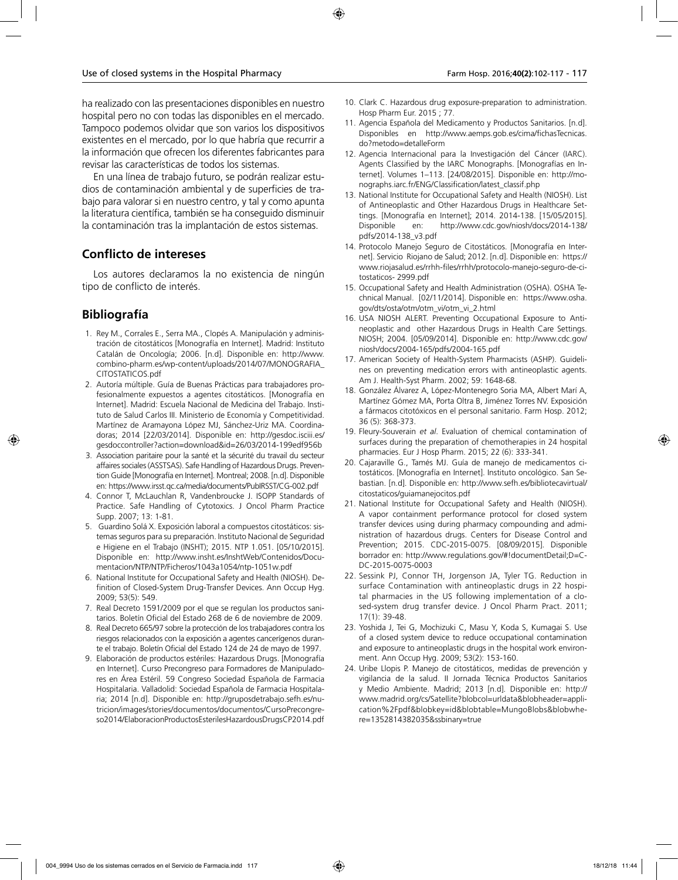ha realizado con las presentaciones disponibles en nuestro hospital pero no con todas las disponibles en el mercado. Tampoco podemos olvidar que son varios los dispositivos existentes en el mercado, por lo que habría que recurrir a la información que ofrecen los diferentes fabricantes para revisar las características de todos los sistemas.

En una línea de trabajo futuro, se podrán realizar estudios de contaminación ambiental y de superficies de trabajo para valorar si en nuestro centro, y tal y como apunta la literatura científica, también se ha conseguido disminuir la contaminación tras la implantación de estos sistemas.

## Conflicto de intereses

Los autores declaramos la no existencia de ningún tipo de conflicto de interés.

## Bibliografía

1. Rey M., Corrales E., Serra MA., Clopés A. Manipulación y administración de citostáticos [Monografía en Internet]. Madrid: Instituto Catalán de Oncología; 2006. [n.d]. Disponible en: http://www.combino-pharm.es/wp-content/uploads/2014/07/MONOGRAFIA_CITOSTATICOS.pdf
2. Autoría múltiple. Guía de Buenas Prácticas para trabajadores profesionalmente expuestos a agentes citostáticos. [Monografía en Internet]. Madrid: Escuela Nacional de Medicina del Trabajo. Instituto de Salud Carlos III. Ministerio de Economía y Competitividad. Martínez de Aramayona López MJ, Sánchez-Uriz MA. Coordinadoras; 2014 [22/03/2014]. Disponible en: http://gesdoc.isciii.es/gesdoccontroller?action=download&id=26/03/2014-199edf956b
3. Association paritaire pour la santé et la sécurité du travail du secteur affaires sociales (ASSTSAS). Safe Handling of Hazardous Drugs. Prevention Guide [Monografía en Internet]. Montreal; 2008. [n.d]. Disponible en: https://www.irsst.qc.ca/media/documents/PubIRSST/CG-002.pdf
4. Connor T, McLauchlan R, Vandenbroucke J. ISOPP Standards of Practice. Safe Handling of Cytotoxics. J Oncol Pharm Practice Supp. 2007; 13: 1-81.
5. Guardino Solá X. Exposición laboral a compuestos citostáticos: sistemas seguros para su preparación. Instituto Nacional de Seguridad e Higiene en el Trabajo (INSHT); 2015. NTP 1.051. [05/10/2015]. Disponible en: http://www.insht.es/InshtWeb/Contenidos/Documentacion/NTP/NTP/Ficheros/1043a1054/ntp-1051w.pdf
6. National Institute for Occupational Safety and Health (NIOSH). Definition of Closed-System Drug-Transfer Devices. Ann Occup Hyg. 2009; 53(5): 549.
7. Real Decreto 1591/2009 por el que se regulan los productos sanitarios. Boletín Oficial del Estado 268 de 6 de noviembre de 2009.
8. Real Decreto 665/97 sobre la protección de los trabajadores contra los riesgos relacionados con la exposición a agentes cancerígenos durante el trabajo. Boletín Oficial del Estado 124 de 24 de mayo de 1997.
9. Elaboración de productos estériles: Hazardous Drugs. [Monografía en Internet]. Curso Precongreso para Formadores de Manipuladores en Área Estéril. 59 Congreso Sociedad Española de Farmacia Hospitalaria. Valladolid: Sociedad Española de Farmacia Hospitalaria; 2014 [n.d]. Disponible en: http://gruposdetrabajo.sefh.es/nutricion/images/stories/documentos/documentos/CursoPrecongreso2014/ElaboracionProductosEsterilesHazardousDrugsCP2014.pdf
10. Clark C. Hazardous drug exposure-preparation to administration. Hosp Pharm Eur. 2015 ; 77.
11. Agencia Española del Medicamento y Productos Sanitarios. [n.d]. Disponibles en http://www.aemps.gob.es/cima/fichasTecnicas.do?metodo=detalleForm
12. Agencia Internacional para la Investigación del Cáncer (IARC). Agents Classified by the IARC Monographs. [Monografías en Internet]. Volumes 1–113. [24/08/2015]. Disponible en: http://monographs.iarc.fr/ENG/Classification/latest_classif.php
13. National Institute for Occupational Safety and Health (NIOSH). List of Antineoplastic and Other Hazardous Drugs in Healthcare Settings. [Monografía en Internet]; 2014. 2014-138. [15/05/2015]. Disponible en: http://www.cdc.gov/niosh/docs/2014-138/pdfs/2014-138_v3.pdf
14. Protocolo Manejo Seguro de Citostáticos. [Monografía en Internet]. Servicio Riojano de Salud; 2012. [n.d]. Disponible en: https://www.riojasalud.es/rrhh-files/rrhh/protocolo-manejo-seguro-de-citostaticos- 2999.pdf
15. Occupational Safety and Health Administration (OSHA). OSHA Technical Manual. [02/11/2014]. Disponible en: https://www.osha.gov/dts/osta/otm/otm_vi/otm_vi_2.html
16. USA NIOSH ALERT. Preventing Occupational Exposure to Antineoplastic and other Hazardous Drugs in Health Care Settings. NIOSH; 2004. [05/09/2014]. Disponible en: http://www.cdc.gov/niosh/docs/2004-165/pdfs/2004-165.pdf
17. American Society of Health-System Pharmacists (ASHP). Guidelines on preventing medication errors with antineoplastic agents. Am J. Health-Syst Pharm. 2002; 59: 1648-68.
18. González Álvarez A, López-Montenegro Soria MA, Albert Marí A, Martínez Gómez MA, Porta Oltra B, Jiménez Torres NV. Exposición a fármacos citotóxicos en el personal sanitario. Farm Hosp. 2012; 36 (5): 368-373.
19. Fleury-Souverain *et al*. Evaluation of chemical contamination of surfaces during the preparation of chemotherapies in 24 hospital pharmacies. Eur J Hosp Pharm. 2015; 22 (6): 333-341.
20. Cajaraville G., Tamés MJ. Guía de manejo de medicamentos citostáticos. [Monografía en Internet]. Instituto oncológico. San Sebastian. [n.d]. Disponible en: http://www.sefh.es/bibliotecavirtual/citostaticos/guiamanejocitos.pdf
21. National Institute for Occupational Safety and Health (NIOSH). A vapor containment performance protocol for closed system transfer devices using during pharmacy compounding and administration of hazardous drugs. Centers for Disease Control and Prevention; 2015. CDC-2015-0075. [08/09/2015]. Disponible borrador en: http://www.regulations.gov/#!documentDetail;D=CDC-2015-0075-0003
22. Sessink PJ, Connor TH, Jorgenson JA, Tyler TG. Reduction in surface Contamination with antineoplastic drugs in 22 hospital pharmacies in the US following implementation of a closed-system drug transfer device. J Oncol Pharm Pract. 2011; 17(1): 39-48.
23. Yoshida J, Tei G, Mochizuki C, Masu Y, Koda S, Kumagai S. Use of a closed system device to reduce occupational contamination and exposure to antineoplastic drugs in the hospital work environment. Ann Occup Hyg. 2009; 53(2): 153-160.
24. Uribe Llopis P. Manejo de citostáticos, medidas de prevención y vigilancia de la salud. II Jornada Técnica Productos Sanitarios y Medio Ambiente. Madrid; 2013 [n.d]. Disponible en: http://www.madrid.org/cs/Satellite?blobcol=urldata&blobheader=application%2Fpdf&blobkey=id&blobtable=MungoBlobs&blobwhere=1352814382035&ssbinary=true